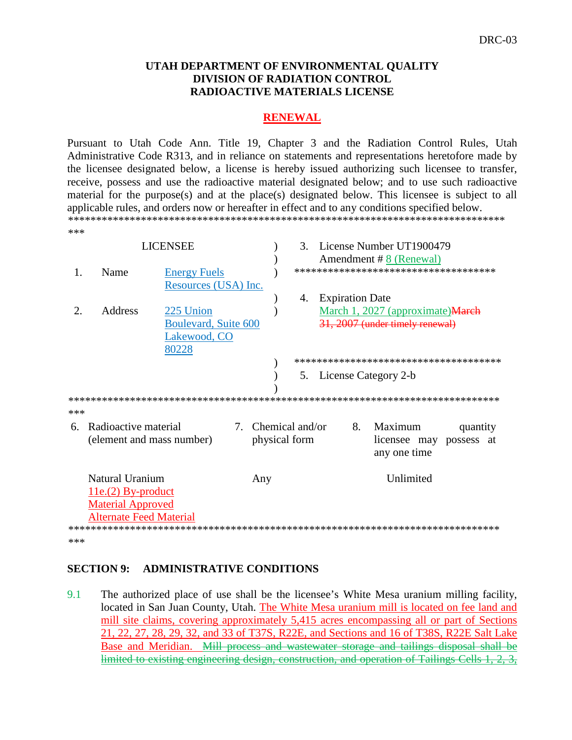DRC-03

**UTAH DEPARTMENT OF ENVIRONMENTAL QUALITY**
**DIVISION OF RADIATION CONTROL**
**RADIOACTIVE MATERIALS LICENSE**

**RENEWAL**

Pursuant to Utah Code Ann. Title 19, Chapter 3 and the Radiation Control Rules, Utah Administrative Code R313, and in reliance on statements and representations heretofore made by the licensee designated below, a license is hereby issued authorizing such licensee to transfer, receive, possess and use the radioactive material designated below; and to use such radioactive material for the purpose(s) and at the place(s) designated below. This licensee is subject to all applicable rules, and orders now or hereafter in effect and to any conditions specified below.

---

| LICENSEE | | | |
|---|---|---|---|
| 1. Name | Energy Fuels Resources (USA) Inc. | 3. | License Number UT1900479<br>Amendment # 8 (Renewal) |
| 2. Address | 225 Union Boulevard, Suite 600 Lakewood, CO 80228 | 4. | Expiration Date<br>March 1, 2027 (approximate) ~~March 31, 2007 (under timely renewal)~~ |
| | | 5. | License Category 2-b |

---

| 6. Radioactive material (element and mass number) | 7. Chemical and/or physical form | 8. Maximum quantity licensee may possess at any one time |
|---|---|---|
| Natural Uranium<br>11e.(2) By-product Material Approved Alternate Feed Material | Any | Unlimited |

---

**SECTION 9: ADMINISTRATIVE CONDITIONS**

9.1 The authorized place of use shall be the licensee's White Mesa uranium milling facility, located in San Juan County, Utah. The White Mesa uranium mill is located on fee land and mill site claims, covering approximately 5,415 acres encompassing all or part of Sections 21, 22, 27, 28, 29, 32, and 33 of T37S, R22E, and Sections and 16 of T38S, R22E Salt Lake Base and Meridian. ~~Mill process and wastewater storage and tailings disposal shall be limited to existing engineering design, construction, and operation of Tailings Cells 1, 2, 3,~~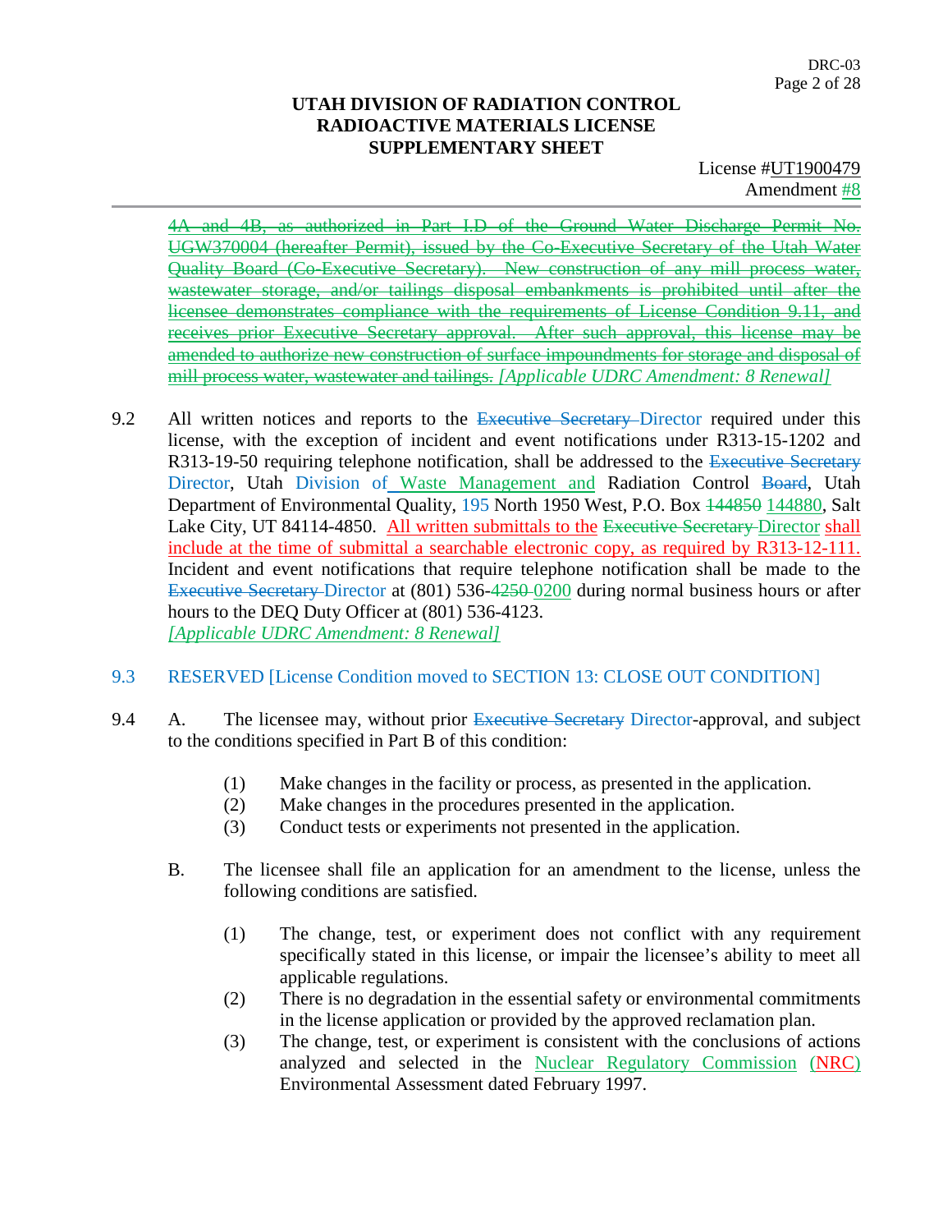UTAH DIVISION OF RADIATION CONTROL
RADIOACTIVE MATERIALS LICENSE
SUPPLEMENTARY SHEET

License #UT1900479
Amendment #8

~~4A and 4B, as authorized in Part I.D of the Ground Water Discharge Permit No. UGW370004 (hereafter Permit), issued by the Co-Executive Secretary of the Utah Water Quality Board (Co-Executive Secretary). New construction of any mill process water, wastewater storage, and/or tailings disposal embankments is prohibited until after the licensee demonstrates compliance with the requirements of License Condition 9.11, and receives prior Executive Secretary approval. After such approval, this license may be amended to authorize new construction of surface impoundments for storage and disposal of mill process water, wastewater and tailings.~~ *[Applicable UDRC Amendment: 8 Renewal]*

9.2 All written notices and reports to the ~~Executive Secretary~~ Director required under this license, with the exception of incident and event notifications under R313-15-1202 and R313-19-50 requiring telephone notification, shall be addressed to the ~~Executive Secretary~~ Director, Utah Division of Waste Management and Radiation Control ~~Board~~, Utah Department of Environmental Quality, 195 North 1950 West, P.O. Box ~~144850~~ 144880, Salt Lake City, UT 84114-4850. All written submittals to the ~~Executive Secretary~~ Director shall include at the time of submittal a searchable electronic copy, as required by R313-12-111. Incident and event notifications that require telephone notification shall be made to the ~~Executive Secretary~~ Director at (801) 536-~~4250~~ 0200 during normal business hours or after hours to the DEQ Duty Officer at (801) 536-4123.
*[Applicable UDRC Amendment: 8 Renewal]*

9.3 RESERVED [License Condition moved to SECTION 13: CLOSE OUT CONDITION]

9.4 A. The licensee may, without prior ~~Executive Secretary~~ Director-approval, and subject to the conditions specified in Part B of this condition:

(1) Make changes in the facility or process, as presented in the application.
(2) Make changes in the procedures presented in the application.
(3) Conduct tests or experiments not presented in the application.

B. The licensee shall file an application for an amendment to the license, unless the following conditions are satisfied.

(1) The change, test, or experiment does not conflict with any requirement specifically stated in this license, or impair the licensee's ability to meet all applicable regulations.
(2) There is no degradation in the essential safety or environmental commitments in the license application or provided by the approved reclamation plan.
(3) The change, test, or experiment is consistent with the conclusions of actions analyzed and selected in the Nuclear Regulatory Commission (NRC) Environmental Assessment dated February 1997.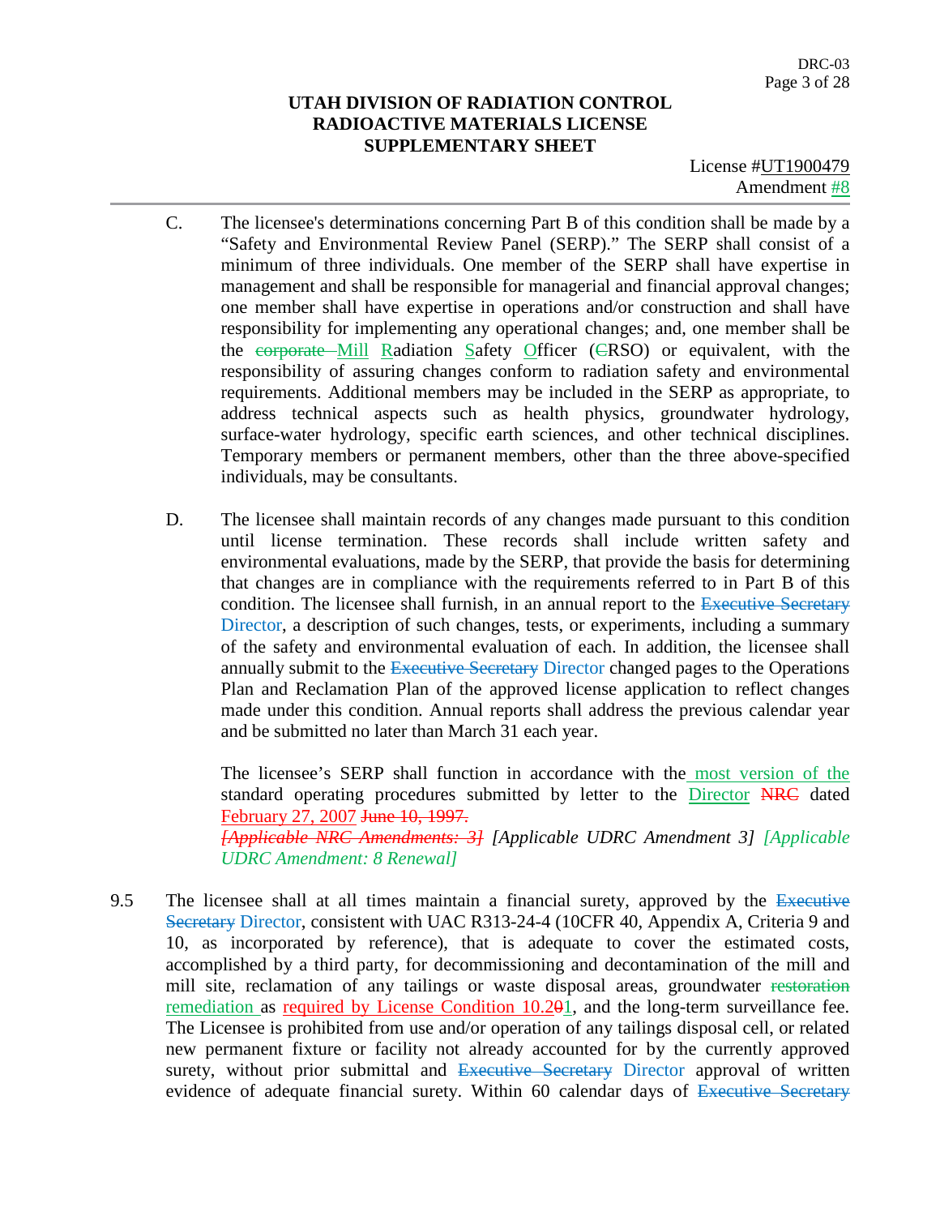**UTAH DIVISION OF RADIATION CONTROL**
**RADIOACTIVE MATERIALS LICENSE**
**SUPPLEMENTARY SHEET**

License #UT1900479
Amendment #8

C. The licensee's determinations concerning Part B of this condition shall be made by a "Safety and Environmental Review Panel (SERP)." The SERP shall consist of a minimum of three individuals. One member of the SERP shall have expertise in management and shall be responsible for managerial and financial approval changes; one member shall have expertise in operations and/or construction and shall have responsibility for implementing any operational changes; and, one member shall be the ~~corporate~~ Mill Radiation Safety Officer (~~C~~RSO) or equivalent, with the responsibility of assuring changes conform to radiation safety and environmental requirements. Additional members may be included in the SERP as appropriate, to address technical aspects such as health physics, groundwater hydrology, surface-water hydrology, specific earth sciences, and other technical disciplines. Temporary members or permanent members, other than the three above-specified individuals, may be consultants.

D. The licensee shall maintain records of any changes made pursuant to this condition until license termination. These records shall include written safety and environmental evaluations, made by the SERP, that provide the basis for determining that changes are in compliance with the requirements referred to in Part B of this condition. The licensee shall furnish, in an annual report to the ~~Executive Secretary~~ Director, a description of such changes, tests, or experiments, including a summary of the safety and environmental evaluation of each. In addition, the licensee shall annually submit to the ~~Executive Secretary~~ Director changed pages to the Operations Plan and Reclamation Plan of the approved license application to reflect changes made under this condition. Annual reports shall address the previous calendar year and be submitted no later than March 31 each year.

The licensee's SERP shall function in accordance with the most version of the standard operating procedures submitted by letter to the Director ~~NRC~~ dated February 27, 2007 ~~June 10, 1997.~~
~~*[Applicable NRC Amendments: 3]*~~ *[Applicable UDRC Amendment 3]* *[Applicable UDRC Amendment: 8 Renewal]*

9.5 The licensee shall at all times maintain a financial surety, approved by the ~~Executive Secretary~~ Director, consistent with UAC R313-24-4 (10CFR 40, Appendix A, Criteria 9 and 10, as incorporated by reference), that is adequate to cover the estimated costs, accomplished by a third party, for decommissioning and decontamination of the mill and mill site, reclamation of any tailings or waste disposal areas, groundwater ~~restoration~~ remediation as required by License Condition 10.2~~0~~1, and the long-term surveillance fee. The Licensee is prohibited from use and/or operation of any tailings disposal cell, or related new permanent fixture or facility not already accounted for by the currently approved surety, without prior submittal and ~~Executive Secretary~~ Director approval of written evidence of adequate financial surety. Within 60 calendar days of ~~Executive Secretary~~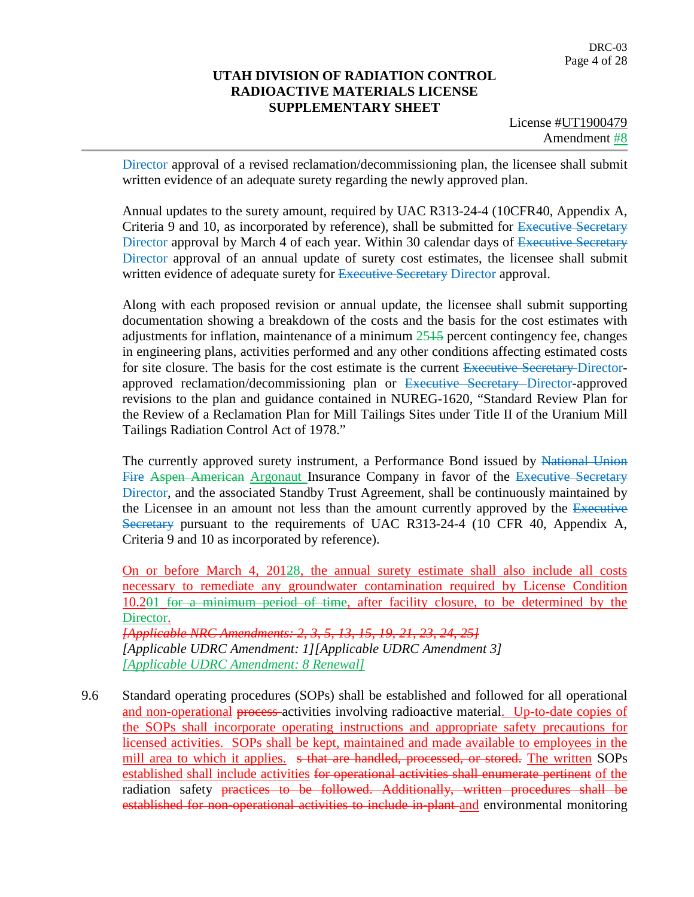UTAH DIVISION OF RADIATION CONTROL
RADIOACTIVE MATERIALS LICENSE
SUPPLEMENTARY SHEET

License #UT1900479
Amendment #8

Director approval of a revised reclamation/decommissioning plan, the licensee shall submit written evidence of an adequate surety regarding the newly approved plan.

Annual updates to the surety amount, required by UAC R313-24-4 (10CFR40, Appendix A, Criteria 9 and 10, as incorporated by reference), shall be submitted for ~~Executive Secretary~~ Director approval by March 4 of each year. Within 30 calendar days of ~~Executive Secretary~~ Director approval of an annual update of surety cost estimates, the licensee shall submit written evidence of adequate surety for ~~Executive Secretary~~ Director approval.

Along with each proposed revision or annual update, the licensee shall submit supporting documentation showing a breakdown of the costs and the basis for the cost estimates with adjustments for inflation, maintenance of a minimum 25~~15~~ percent contingency fee, changes in engineering plans, activities performed and any other conditions affecting estimated costs for site closure. The basis for the cost estimate is the current ~~Executive Secretary~~ Director-approved reclamation/decommissioning plan or ~~Executive Secretary~~ Director-approved revisions to the plan and guidance contained in NUREG-1620, "Standard Review Plan for the Review of a Reclamation Plan for Mill Tailings Sites under Title II of the Uranium Mill Tailings Radiation Control Act of 1978."

The currently approved surety instrument, a Performance Bond issued by ~~National Union Fire~~ ~~Aspen American~~ Argonaut Insurance Company in favor of the ~~Executive Secretary~~ Director, and the associated Standby Trust Agreement, shall be continuously maintained by the Licensee in an amount not less than the amount currently approved by the ~~Executive Secretary~~ pursuant to the requirements of UAC R313-24-4 (10 CFR 40, Appendix A, Criteria 9 and 10 as incorporated by reference).

On or before March 4, 2012~~8~~8, the annual surety estimate shall also include all costs necessary to remediate any groundwater contamination required by License Condition 10.2~~0~~01 ~~for a minimum period of time~~, after facility closure, to be determined by the Director.

~~*[Applicable NRC Amendments: 2, 3, 5, 13, 15, 19, 21, 23, 24, 25]*~~
*[Applicable UDRC Amendment: 1] [Applicable UDRC Amendment 3]*
*[Applicable UDRC Amendment: 8 Renewal]*

9.6 Standard operating procedures (SOPs) shall be established and followed for all operational and non-operational ~~process~~ activities involving radioactive material. Up-to-date copies of the SOPs shall incorporate operating instructions and appropriate safety precautions for licensed activities. SOPs shall be kept, maintained and made available to employees in the mill area to which it applies. ~~s that are handled, processed, or stored.~~ The written SOPs established shall include activities ~~for operational activities shall enumerate pertinent~~ of the radiation safety ~~practices to be followed. Additionally, written procedures shall be established for non-operational activities to include in-plant~~ and environmental monitoring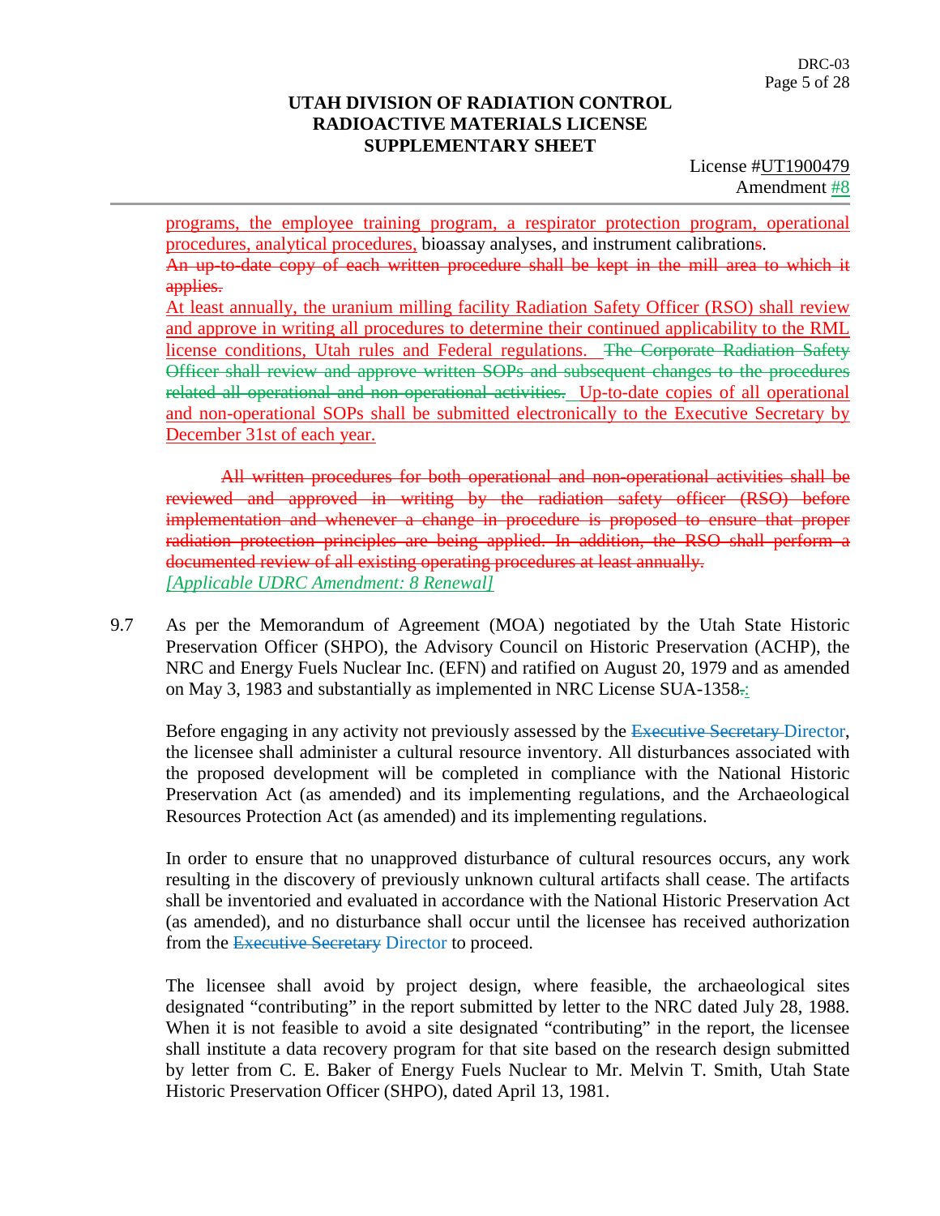programs, the employee training program, a respirator protection program, operational procedures, analytical procedures, bioassay analyses, and instrument calibrations.

~~An up-to-date copy of each written procedure shall be kept in the mill area to which it applies.~~

At least annually, the uranium milling facility Radiation Safety Officer (RSO) shall review and approve in writing all procedures to determine their continued applicability to the RML license conditions, Utah rules and Federal regulations. ~~The Corporate Radiation Safety Officer shall review and approve written SOPs and subsequent changes to the procedures related all operational and non-operational activities.~~ Up-to-date copies of all operational and non-operational SOPs shall be submitted electronically to the Executive Secretary by December 31st of each year.

~~All written procedures for both operational and non-operational activities shall be reviewed and approved in writing by the radiation safety officer (RSO) before implementation and whenever a change in procedure is proposed to ensure that proper radiation protection principles are being applied. In addition, the RSO shall perform a documented review of all existing operating procedures at least annually.~~

*[Applicable UDRC Amendment: 8 Renewal]*

9.7 As per the Memorandum of Agreement (MOA) negotiated by the Utah State Historic Preservation Officer (SHPO), the Advisory Council on Historic Preservation (ACHP), the NRC and Energy Fuels Nuclear Inc. (EFN) and ratified on August 20, 1979 and as amended on May 3, 1983 and substantially as implemented in NRC License SUA-1358~~.~~:

Before engaging in any activity not previously assessed by the ~~Executive Secretary~~ Director, the licensee shall administer a cultural resource inventory. All disturbances associated with the proposed development will be completed in compliance with the National Historic Preservation Act (as amended) and its implementing regulations, and the Archaeological Resources Protection Act (as amended) and its implementing regulations.

In order to ensure that no unapproved disturbance of cultural resources occurs, any work resulting in the discovery of previously unknown cultural artifacts shall cease. The artifacts shall be inventoried and evaluated in accordance with the National Historic Preservation Act (as amended), and no disturbance shall occur until the licensee has received authorization from the ~~Executive Secretary~~ Director to proceed.

The licensee shall avoid by project design, where feasible, the archaeological sites designated "contributing" in the report submitted by letter to the NRC dated July 28, 1988. When it is not feasible to avoid a site designated "contributing" in the report, the licensee shall institute a data recovery program for that site based on the research design submitted by letter from C. E. Baker of Energy Fuels Nuclear to Mr. Melvin T. Smith, Utah State Historic Preservation Officer (SHPO), dated April 13, 1981.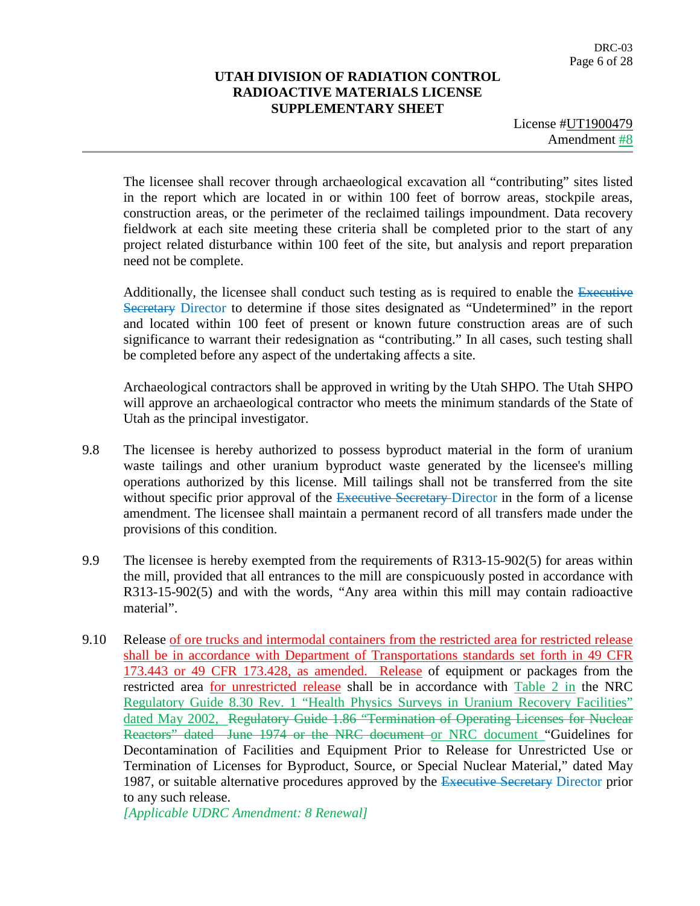The licensee shall recover through archaeological excavation all "contributing" sites listed in the report which are located in or within 100 feet of borrow areas, stockpile areas, construction areas, or the perimeter of the reclaimed tailings impoundment. Data recovery fieldwork at each site meeting these criteria shall be completed prior to the start of any project related disturbance within 100 feet of the site, but analysis and report preparation need not be complete.

Additionally, the licensee shall conduct such testing as is required to enable the ~~Executive Secretary~~ Director to determine if those sites designated as "Undetermined" in the report and located within 100 feet of present or known future construction areas are of such significance to warrant their redesignation as "contributing." In all cases, such testing shall be completed before any aspect of the undertaking affects a site.

Archaeological contractors shall be approved in writing by the Utah SHPO. The Utah SHPO will approve an archaeological contractor who meets the minimum standards of the State of Utah as the principal investigator.

9.8 The licensee is hereby authorized to possess byproduct material in the form of uranium waste tailings and other uranium byproduct waste generated by the licensee's milling operations authorized by this license. Mill tailings shall not be transferred from the site without specific prior approval of the ~~Executive Secretary~~ Director in the form of a license amendment. The licensee shall maintain a permanent record of all transfers made under the provisions of this condition.

9.9 The licensee is hereby exempted from the requirements of R313-15-902(5) for areas within the mill, provided that all entrances to the mill are conspicuously posted in accordance with R313-15-902(5) and with the words, "Any area within this mill may contain radioactive material".

9.10 Release of ore trucks and intermodal containers from the restricted area for restricted release shall be in accordance with Department of Transportations standards set forth in 49 CFR 173.443 or 49 CFR 173.428, as amended. Release of equipment or packages from the restricted area for unrestricted release shall be in accordance with Table 2 in the NRC Regulatory Guide 8.30 Rev. 1 "Health Physics Surveys in Uranium Recovery Facilities" dated May 2002, ~~Regulatory Guide 1.86 "Termination of Operating Licenses for Nuclear Reactors" dated June 1974 or the NRC document~~ or NRC document "Guidelines for Decontamination of Facilities and Equipment Prior to Release for Unrestricted Use or Termination of Licenses for Byproduct, Source, or Special Nuclear Material," dated May 1987, or suitable alternative procedures approved by the ~~Executive Secretary~~ Director prior to any such release.
*[Applicable UDRC Amendment: 8 Renewal]*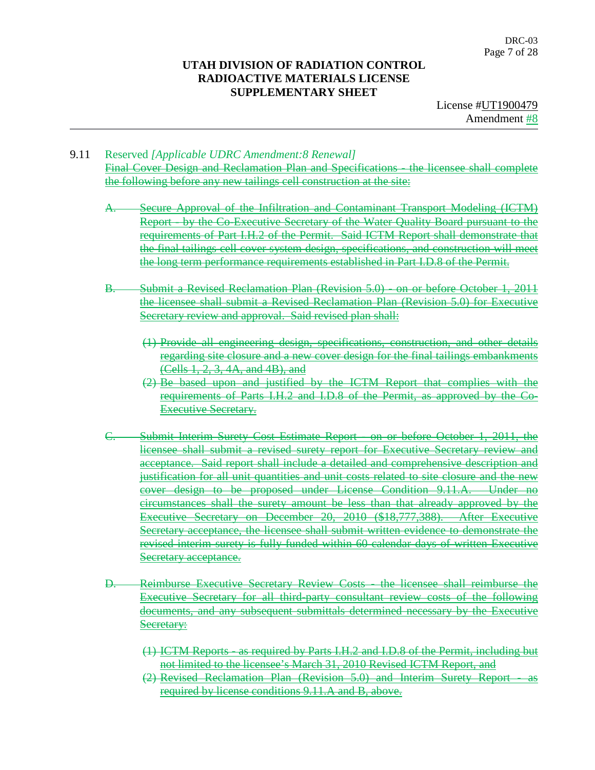# UTAH DIVISION OF RADIATION CONTROL
# RADIOACTIVE MATERIALS LICENSE
# SUPPLEMENTARY SHEET

License #UT1900479
Amendment #8

9.11 Reserved *[Applicable UDRC Amendment:8 Renewal]*
~~Final Cover Design and Reclamation Plan and Specifications - the licensee shall complete the following before any new tailings cell construction at the site:~~

~~A. Secure Approval of the Infiltration and Contaminant Transport Modeling (ICTM) Report - by the Co-Executive Secretary of the Water Quality Board pursuant to the requirements of Part I.H.2 of the Permit. Said ICTM Report shall demonstrate that the final tailings cell cover system design, specifications, and construction will meet the long term performance requirements established in Part I.D.8 of the Permit.~~

~~B. Submit a Revised Reclamation Plan (Revision 5.0) - on or before October 1, 2011 the licensee shall submit a Revised Reclamation Plan (Revision 5.0) for Executive Secretary review and approval. Said revised plan shall:~~

~~(1) Provide all engineering design, specifications, construction, and other details regarding site closure and a new cover design for the final tailings embankments (Cells 1, 2, 3, 4A, and 4B), and~~
~~(2) Be based upon and justified by the ICTM Report that complies with the requirements of Parts I.H.2 and I.D.8 of the Permit, as approved by the Co-Executive Secretary.~~

~~C. Submit Interim Surety Cost Estimate Report - on or before October 1, 2011, the licensee shall submit a revised surety report for Executive Secretary review and acceptance. Said report shall include a detailed and comprehensive description and justification for all unit quantities and unit costs related to site closure and the new cover design to be proposed under License Condition 9.11.A. Under no circumstances shall the surety amount be less than that already approved by the Executive Secretary on December 20, 2010 ($18,777,388). After Executive Secretary acceptance, the licensee shall submit written evidence to demonstrate the revised interim surety is fully funded within 60 calendar days of written Executive Secretary acceptance.~~

~~D. Reimburse Executive Secretary Review Costs - the licensee shall reimburse the Executive Secretary for all third-party consultant review costs of the following documents, and any subsequent submittals determined necessary by the Executive Secretary:~~

~~(1) ICTM Reports - as required by Parts I.H.2 and I.D.8 of the Permit, including but not limited to the licensee's March 31, 2010 Revised ICTM Report, and~~
~~(2) Revised Reclamation Plan (Revision 5.0) and Interim Surety Report - as required by license conditions 9.11.A and B, above.~~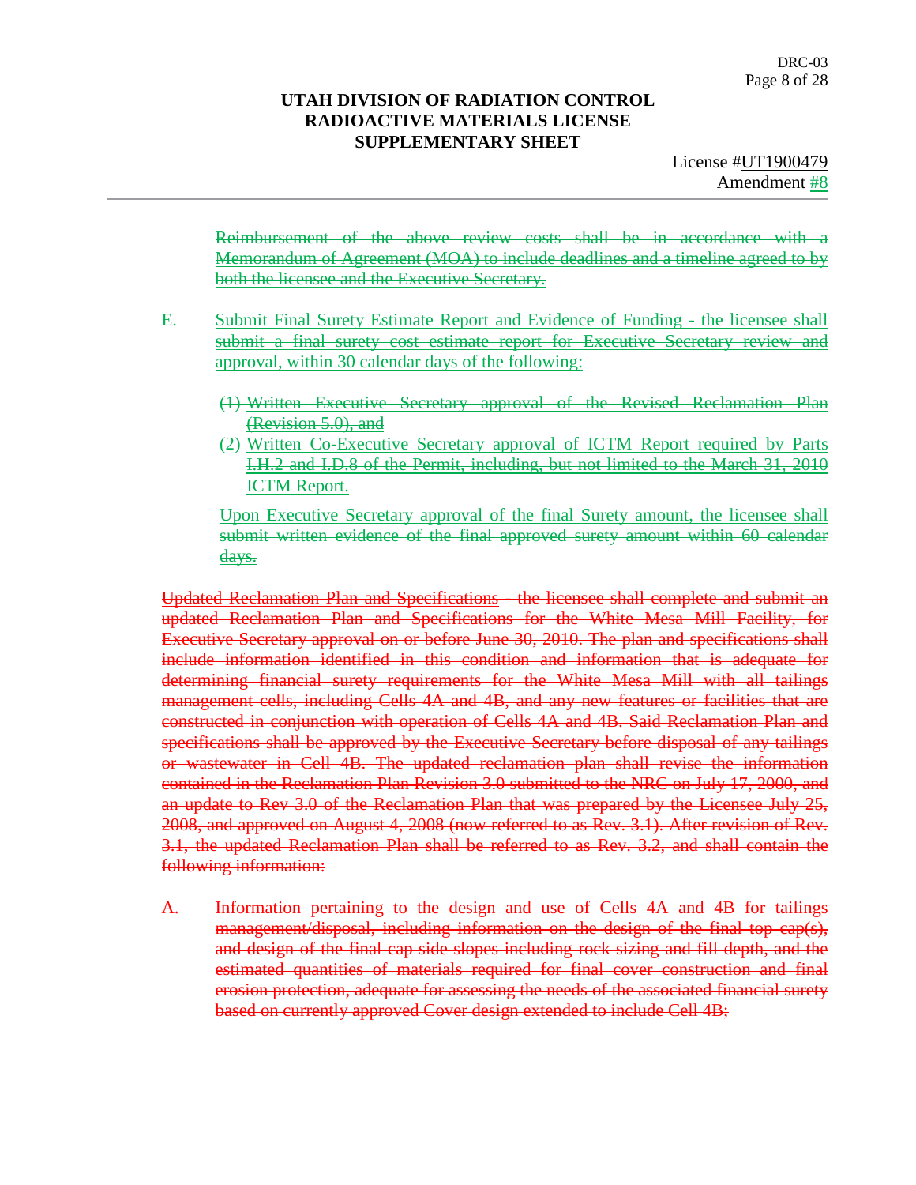UTAH DIVISION OF RADIATION CONTROL
RADIOACTIVE MATERIALS LICENSE
SUPPLEMENTARY SHEET

License #UT1900479
Amendment #8

~~Reimbursement of the above review costs shall be in accordance with a Memorandum of Agreement (MOA) to include deadlines and a timeline agreed to by both the licensee and the Executive Secretary.~~

~~E. Submit Final Surety Estimate Report and Evidence of Funding - the licensee shall submit a final surety cost estimate report for Executive Secretary review and approval, within 30 calendar days of the following:~~

~~(1) Written Executive Secretary approval of the Revised Reclamation Plan (Revision 5.0), and~~
~~(2) Written Co-Executive Secretary approval of ICTM Report required by Parts I.H.2 and I.D.8 of the Permit, including, but not limited to the March 31, 2010 ICTM Report.~~

~~Upon Executive Secretary approval of the final Surety amount, the licensee shall submit written evidence of the final approved surety amount within 60 calendar days.~~

~~Updated Reclamation Plan and Specifications - the licensee shall complete and submit an updated Reclamation Plan and Specifications for the White Mesa Mill Facility, for Executive Secretary approval on or before June 30, 2010. The plan and specifications shall include information identified in this condition and information that is adequate for determining financial surety requirements for the White Mesa Mill with all tailings management cells, including Cells 4A and 4B, and any new features or facilities that are constructed in conjunction with operation of Cells 4A and 4B. Said Reclamation Plan and specifications shall be approved by the Executive Secretary before disposal of any tailings or wastewater in Cell 4B. The updated reclamation plan shall revise the information contained in the Reclamation Plan Revision 3.0 submitted to the NRC on July 17, 2000, and an update to Rev 3.0 of the Reclamation Plan that was prepared by the Licensee July 25, 2008, and approved on August 4, 2008 (now referred to as Rev. 3.1). After revision of Rev. 3.1, the updated Reclamation Plan shall be referred to as Rev. 3.2, and shall contain the following information:~~

~~A. Information pertaining to the design and use of Cells 4A and 4B for tailings management/disposal, including information on the design of the final top cap(s), and design of the final cap side slopes including rock sizing and fill depth, and the estimated quantities of materials required for final cover construction and final erosion protection, adequate for assessing the needs of the associated financial surety based on currently approved Cover design extended to include Cell 4B;~~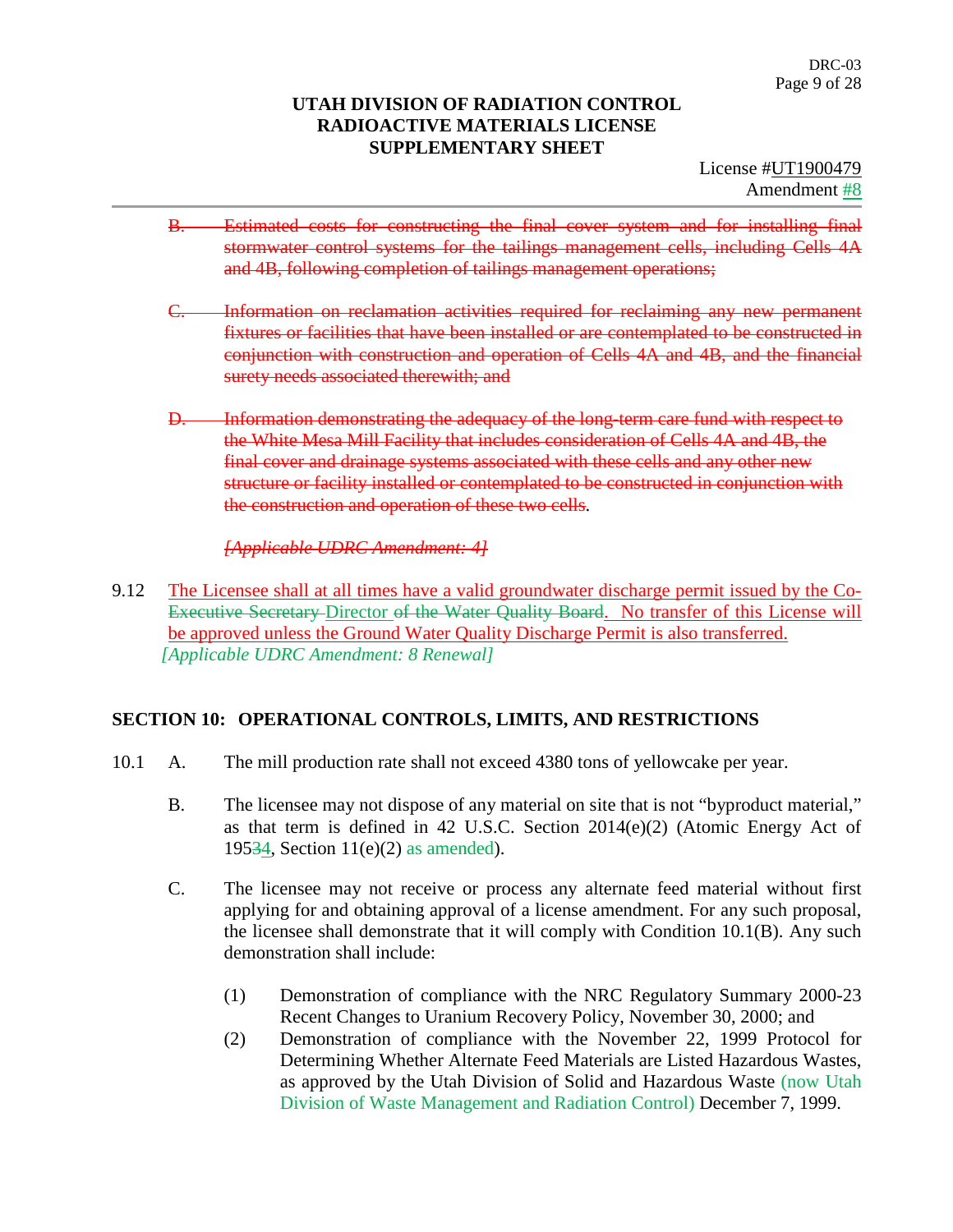B. ~~Estimated costs for constructing the final cover system and for installing final stormwater control systems for the tailings management cells, including Cells 4A and 4B, following completion of tailings management operations;~~

C. ~~Information on reclamation activities required for reclaiming any new permanent fixtures or facilities that have been installed or are contemplated to be constructed in conjunction with construction and operation of Cells 4A and 4B, and the financial surety needs associated therewith; and~~

D. ~~Information demonstrating the adequacy of the long-term care fund with respect to the White Mesa Mill Facility that includes consideration of Cells 4A and 4B, the final cover and drainage systems associated with these cells and any other new structure or facility installed or contemplated to be constructed in conjunction with the construction and operation of these two cells~~.

~~*[Applicable UDRC Amendment: 4]*~~

9.12 The Licensee shall at all times have a valid groundwater discharge permit issued by the ~~Co-Executive Secretary~~ Director ~~of the Water Quality Board~~. No transfer of this License will be approved unless the Ground Water Quality Discharge Permit is also transferred.
*[Applicable UDRC Amendment: 8 Renewal]*

## SECTION 10: OPERATIONAL CONTROLS, LIMITS, AND RESTRICTIONS

10.1 A. The mill production rate shall not exceed 4380 tons of yellowcake per year.

B. The licensee may not dispose of any material on site that is not "byproduct material," as that term is defined in 42 U.S.C. Section 2014(e)(2) (Atomic Energy Act of 195~~3~~4, Section 11(e)(2) as amended).

C. The licensee may not receive or process any alternate feed material without first applying for and obtaining approval of a license amendment. For any such proposal, the licensee shall demonstrate that it will comply with Condition 10.1(B). Any such demonstration shall include:

(1) Demonstration of compliance with the NRC Regulatory Summary 2000-23 Recent Changes to Uranium Recovery Policy, November 30, 2000; and

(2) Demonstration of compliance with the November 22, 1999 Protocol for Determining Whether Alternate Feed Materials are Listed Hazardous Wastes, as approved by the Utah Division of Solid and Hazardous Waste (now Utah Division of Waste Management and Radiation Control) December 7, 1999.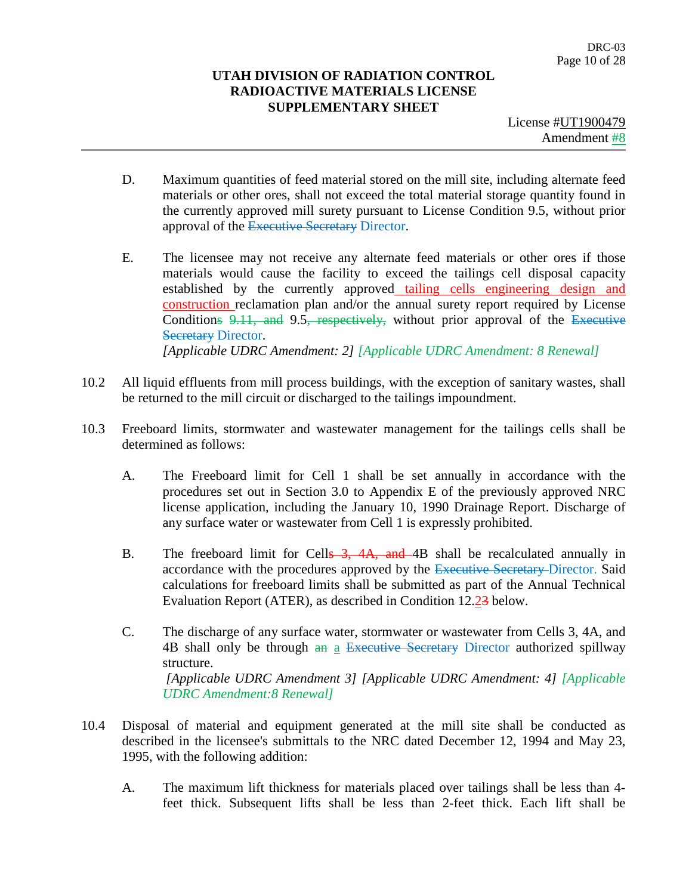D. Maximum quantities of feed material stored on the mill site, including alternate feed materials or other ores, shall not exceed the total material storage quantity found in the currently approved mill surety pursuant to License Condition 9.5, without prior approval of the ~~Executive Secretary~~ Director.

E. The licensee may not receive any alternate feed materials or other ores if those materials would cause the facility to exceed the tailings cell disposal capacity established by the currently approved tailing cells engineering design and construction reclamation plan and/or the annual surety report required by License Conditions ~~9.11, and~~ 9.5~~, respectively,~~ without prior approval of the ~~Executive Secretary~~ Director.

*[Applicable UDRC Amendment: 2] [Applicable UDRC Amendment: 8 Renewal]*

10.2 All liquid effluents from mill process buildings, with the exception of sanitary wastes, shall be returned to the mill circuit or discharged to the tailings impoundment.

10.3 Freeboard limits, stormwater and wastewater management for the tailings cells shall be determined as follows:

A. The Freeboard limit for Cell 1 shall be set annually in accordance with the procedures set out in Section 3.0 to Appendix E of the previously approved NRC license application, including the January 10, 1990 Drainage Report. Discharge of any surface water or wastewater from Cell 1 is expressly prohibited.

B. The freeboard limit for Cell~~s 3, 4A, and~~ 4B shall be recalculated annually in accordance with the procedures approved by the ~~Executive Secretary~~ Director. Said calculations for freeboard limits shall be submitted as part of the Annual Technical Evaluation Report (ATER), as described in Condition 12.2~~3~~ below.

C. The discharge of any surface water, stormwater or wastewater from Cells 3, 4A, and 4B shall only be through ~~an~~ a ~~Executive Secretary~~ Director authorized spillway structure.

*[Applicable UDRC Amendment 3] [Applicable UDRC Amendment: 4] [Applicable UDRC Amendment:8 Renewal]*

10.4 Disposal of material and equipment generated at the mill site shall be conducted as described in the licensee's submittals to the NRC dated December 12, 1994 and May 23, 1995, with the following addition:

A. The maximum lift thickness for materials placed over tailings shall be less than 4-feet thick. Subsequent lifts shall be less than 2-feet thick. Each lift shall be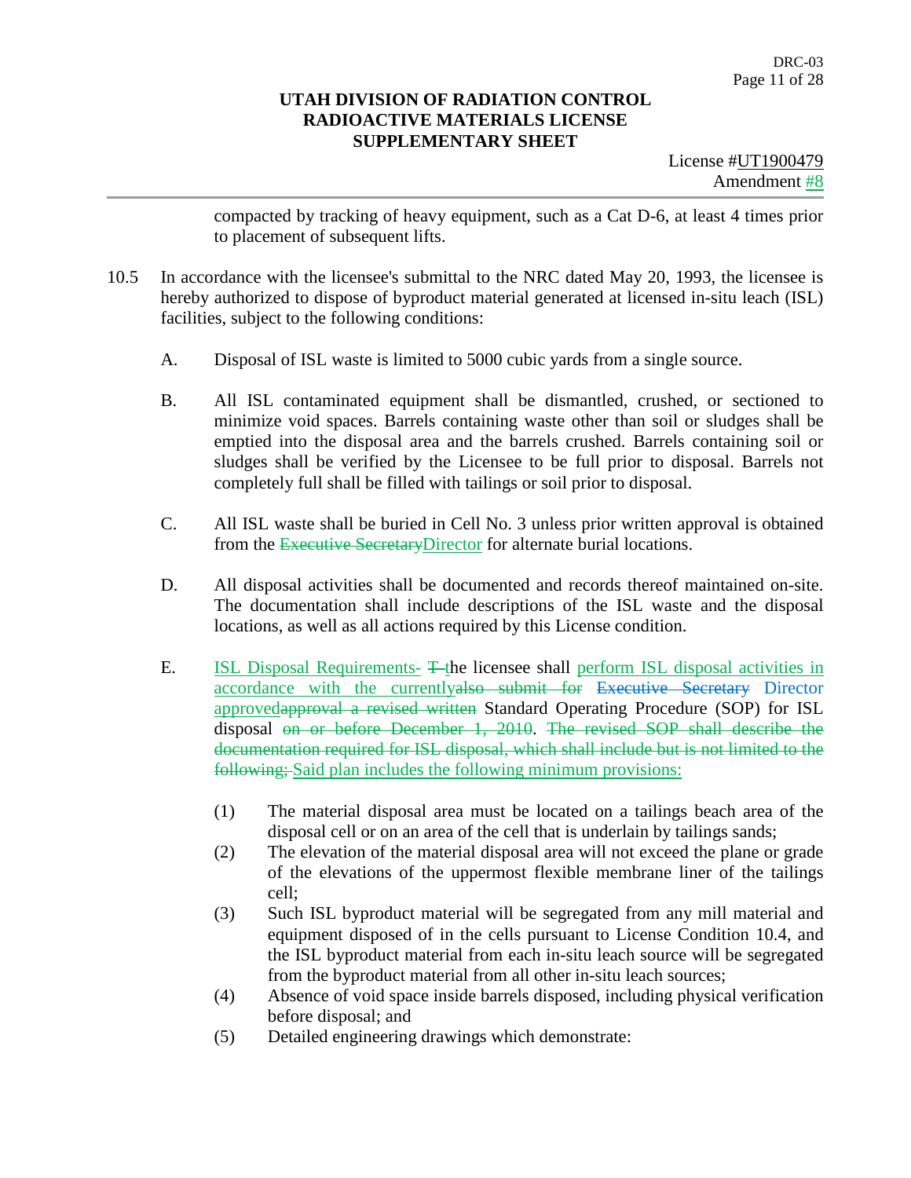compacted by tracking of heavy equipment, such as a Cat D-6, at least 4 times prior to placement of subsequent lifts.

10.5 In accordance with the licensee's submittal to the NRC dated May 20, 1993, the licensee is hereby authorized to dispose of byproduct material generated at licensed in-situ leach (ISL) facilities, subject to the following conditions:

A. Disposal of ISL waste is limited to 5000 cubic yards from a single source.

B. All ISL contaminated equipment shall be dismantled, crushed, or sectioned to minimize void spaces. Barrels containing waste other than soil or sludges shall be emptied into the disposal area and the barrels crushed. Barrels containing soil or sludges shall be verified by the Licensee to be full prior to disposal. Barrels not completely full shall be filled with tailings or soil prior to disposal.

C. All ISL waste shall be buried in Cell No. 3 unless prior written approval is obtained from the ~~Executive Secretary~~Director for alternate burial locations.

D. All disposal activities shall be documented and records thereof maintained on-site. The documentation shall include descriptions of the ISL waste and the disposal locations, as well as all actions required by this License condition.

E. ISL Disposal Requirements- ~~T~~ the licensee shall perform ISL disposal activities in accordance with the currently~~also submit for~~ ~~Executive Secretary~~ Director approved~~approval a revised written~~ Standard Operating Procedure (SOP) for ISL disposal ~~on or before December 1, 2010~~. ~~The revised SOP shall describe the documentation required for ISL disposal, which shall include but is not limited to the following;~~ Said plan includes the following minimum provisions:

(1) The material disposal area must be located on a tailings beach area of the disposal cell or on an area of the cell that is underlain by tailings sands;

(2) The elevation of the material disposal area will not exceed the plane or grade of the elevations of the uppermost flexible membrane liner of the tailings cell;

(3) Such ISL byproduct material will be segregated from any mill material and equipment disposed of in the cells pursuant to License Condition 10.4, and the ISL byproduct material from each in-situ leach source will be segregated from the byproduct material from all other in-situ leach sources;

(4) Absence of void space inside barrels disposed, including physical verification before disposal; and

(5) Detailed engineering drawings which demonstrate: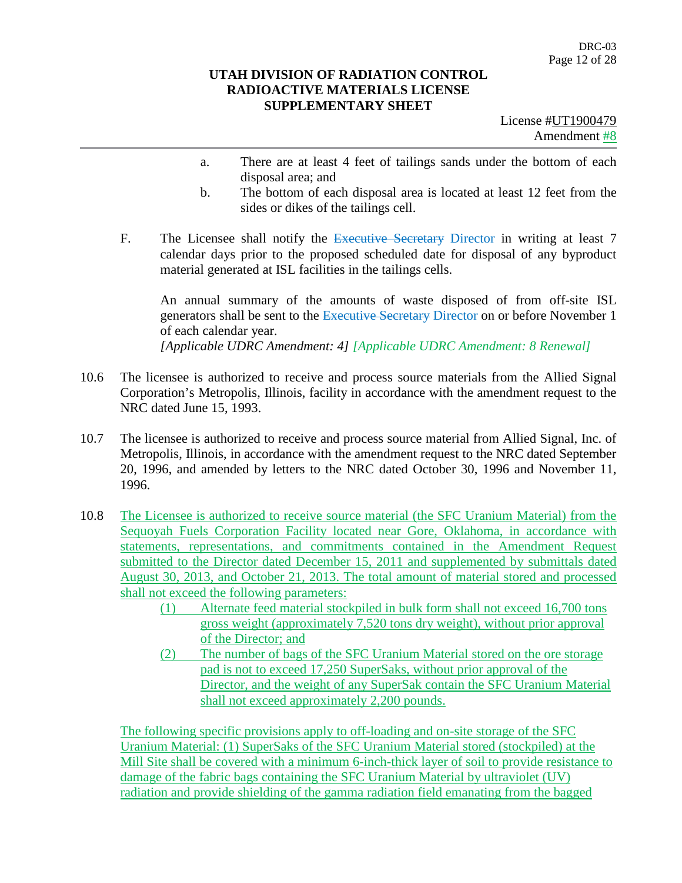a. There are at least 4 feet of tailings sands under the bottom of each disposal area; and

b. The bottom of each disposal area is located at least 12 feet from the sides or dikes of the tailings cell.

F. The Licensee shall notify the ~~Executive Secretary~~ Director in writing at least 7 calendar days prior to the proposed scheduled date for disposal of any byproduct material generated at ISL facilities in the tailings cells.

An annual summary of the amounts of waste disposed of from off-site ISL generators shall be sent to the ~~Executive Secretary~~ Director on or before November 1 of each calendar year.
*[Applicable UDRC Amendment: 4] [Applicable UDRC Amendment: 8 Renewal]*

10.6 The licensee is authorized to receive and process source materials from the Allied Signal Corporation's Metropolis, Illinois, facility in accordance with the amendment request to the NRC dated June 15, 1993.

10.7 The licensee is authorized to receive and process source material from Allied Signal, Inc. of Metropolis, Illinois, in accordance with the amendment request to the NRC dated September 20, 1996, and amended by letters to the NRC dated October 30, 1996 and November 11, 1996.

10.8 The Licensee is authorized to receive source material (the SFC Uranium Material) from the Sequoyah Fuels Corporation Facility located near Gore, Oklahoma, in accordance with statements, representations, and commitments contained in the Amendment Request submitted to the Director dated December 15, 2011 and supplemented by submittals dated August 30, 2013, and October 21, 2013. The total amount of material stored and processed shall not exceed the following parameters:

(1) Alternate feed material stockpiled in bulk form shall not exceed 16,700 tons gross weight (approximately 7,520 tons dry weight), without prior approval of the Director; and

(2) The number of bags of the SFC Uranium Material stored on the ore storage pad is not to exceed 17,250 SuperSaks, without prior approval of the Director, and the weight of any SuperSak contain the SFC Uranium Material shall not exceed approximately 2,200 pounds.

The following specific provisions apply to off-loading and on-site storage of the SFC Uranium Material: (1) SuperSaks of the SFC Uranium Material stored (stockpiled) at the Mill Site shall be covered with a minimum 6-inch-thick layer of soil to provide resistance to damage of the fabric bags containing the SFC Uranium Material by ultraviolet (UV) radiation and provide shielding of the gamma radiation field emanating from the bagged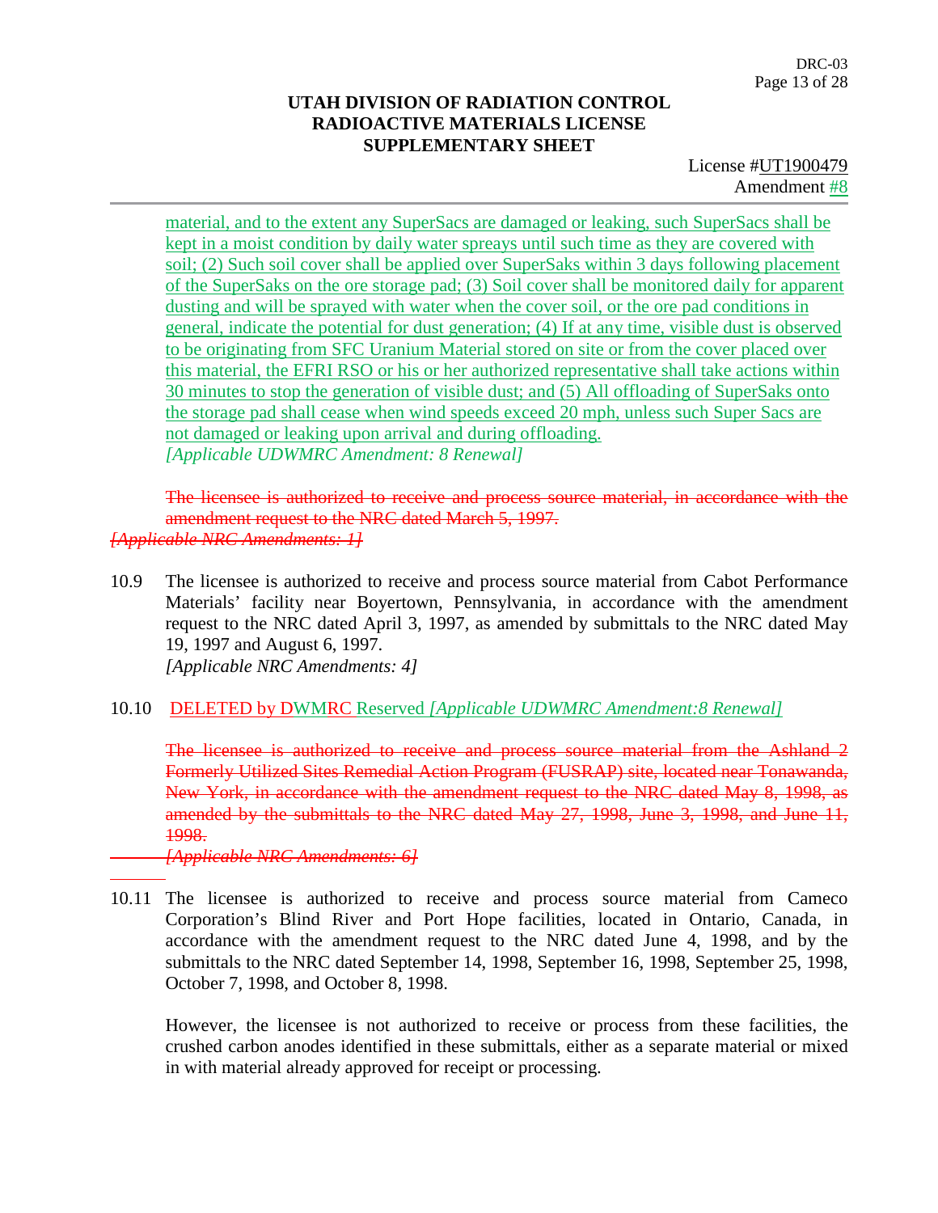material, and to the extent any SuperSacs are damaged or leaking, such SuperSacs shall be kept in a moist condition by daily water sprays until such time as they are covered with soil; (2) Such soil cover shall be applied over SuperSaks within 3 days following placement of the SuperSaks on the ore storage pad; (3) Soil cover shall be monitored daily for apparent dusting and will be sprayed with water when the cover soil, or the ore pad conditions in general, indicate the potential for dust generation; (4) If at any time, visible dust is observed to be originating from SFC Uranium Material stored on site or from the cover placed over this material, the EFRI RSO or his or her authorized representative shall take actions within 30 minutes to stop the generation of visible dust; and (5) All offloading of SuperSaks onto the storage pad shall cease when wind speeds exceed 20 mph, unless such Super Sacs are not damaged or leaking upon arrival and during offloading.
*[Applicable UDWMRC Amendment: 8 Renewal]*

~~The licensee is authorized to receive and process source material, in accordance with the amendment request to the NRC dated March 5, 1997.~~
~~*[Applicable NRC Amendments: 1]*~~

10.9 The licensee is authorized to receive and process source material from Cabot Performance Materials' facility near Boyertown, Pennsylvania, in accordance with the amendment request to the NRC dated April 3, 1997, as amended by submittals to the NRC dated May 19, 1997 and August 6, 1997.
*[Applicable NRC Amendments: 4]*

10.10 ~~DELETED by D~~WMRC Reserved *[Applicable UDWMRC Amendment:8 Renewal]*

~~The licensee is authorized to receive and process source material from the Ashland 2 Formerly Utilized Sites Remedial Action Program (FUSRAP) site, located near Tonawanda, New York, in accordance with the amendment request to the NRC dated May 8, 1998, as amended by the submittals to the NRC dated May 27, 1998, June 3, 1998, and June 11, 1998.~~
~~*[Applicable NRC Amendments: 6]*~~

10.11 The licensee is authorized to receive and process source material from Cameco Corporation's Blind River and Port Hope facilities, located in Ontario, Canada, in accordance with the amendment request to the NRC dated June 4, 1998, and by the submittals to the NRC dated September 14, 1998, September 16, 1998, September 25, 1998, October 7, 1998, and October 8, 1998.

However, the licensee is not authorized to receive or process from these facilities, the crushed carbon anodes identified in these submittals, either as a separate material or mixed in with material already approved for receipt or processing.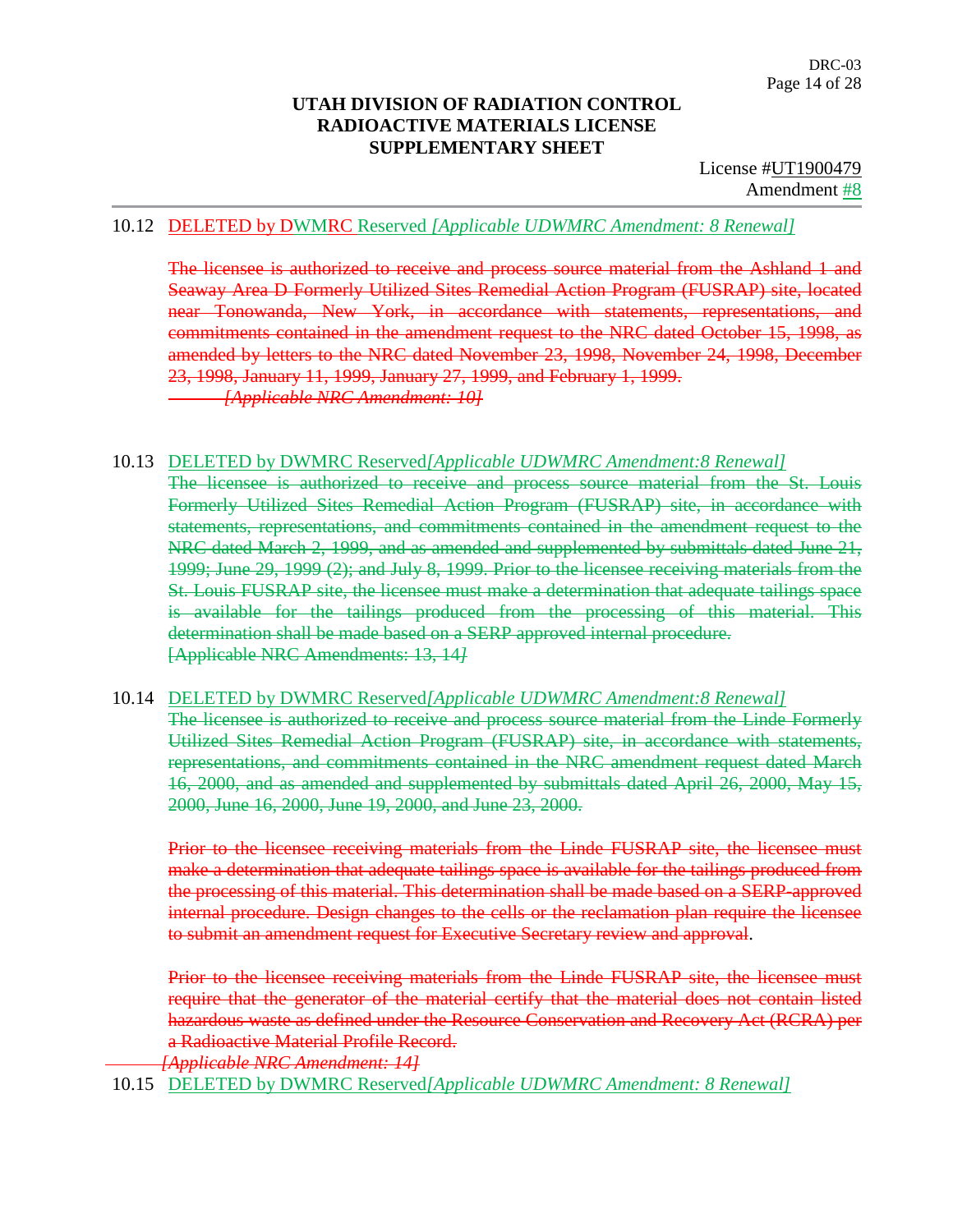# UTAH DIVISION OF RADIATION CONTROL
# RADIOACTIVE MATERIALS LICENSE
# SUPPLEMENTARY SHEET

License #UT1900479
Amendment #8

10.12 ~~DELETED by D~~WM~~RC~~ Reserved *[Applicable UDWMRC Amendment: 8 Renewal]*

~~The licensee is authorized to receive and process source material from the Ashland 1 and Seaway Area D Formerly Utilized Sites Remedial Action Program (FUSRAP) site, located near Tonowanda, New York, in accordance with statements, representations, and commitments contained in the amendment request to the NRC dated October 15, 1998, as amended by letters to the NRC dated November 23, 1998, November 24, 1998, December 23, 1998, January 11, 1999, January 27, 1999, and February 1, 1999.~~
~~*[Applicable NRC Amendment: 10]*~~

10.13 ~~DELETED by DWMRC~~ Reserved*[Applicable UDWMRC Amendment:8 Renewal]*
~~The licensee is authorized to receive and process source material from the St. Louis Formerly Utilized Sites Remedial Action Program (FUSRAP) site, in accordance with statements, representations, and commitments contained in the amendment request to the NRC dated March 2, 1999, and as amended and supplemented by submittals dated June 21, 1999; June 29, 1999 (2); and July 8, 1999. Prior to the licensee receiving materials from the St. Louis FUSRAP site, the licensee must make a determination that adequate tailings space is available for the tailings produced from the processing of this material. This determination shall be made based on a SERP approved internal procedure.~~
~~[Applicable NRC Amendments: 13, 14*]*~~

10.14 ~~DELETED by DWMRC~~ Reserved*[Applicable UDWMRC Amendment:8 Renewal]*
~~The licensee is authorized to receive and process source material from the Linde Formerly Utilized Sites Remedial Action Program (FUSRAP) site, in accordance with statements, representations, and commitments contained in the NRC amendment request dated March 16, 2000, and as amended and supplemented by submittals dated April 26, 2000, May 15, 2000, June 16, 2000, June 19, 2000, and June 23, 2000.~~

~~Prior to the licensee receiving materials from the Linde FUSRAP site, the licensee must make a determination that adequate tailings space is available for the tailings produced from the processing of this material. This determination shall be made based on a SERP-approved internal procedure. Design changes to the cells or the reclamation plan require the licensee to submit an amendment request for Executive Secretary review and approval~~.

~~Prior to the licensee receiving materials from the Linde FUSRAP site, the licensee must require that the generator of the material certify that the material does not contain listed hazardous waste as defined under the Resource Conservation and Recovery Act (RCRA) per a Radioactive Material Profile Record.~~
~~*[Applicable NRC Amendment: 14]*~~

10.15 ~~DELETED by DWMRC~~ Reserved*[Applicable UDWMRC Amendment: 8 Renewal]*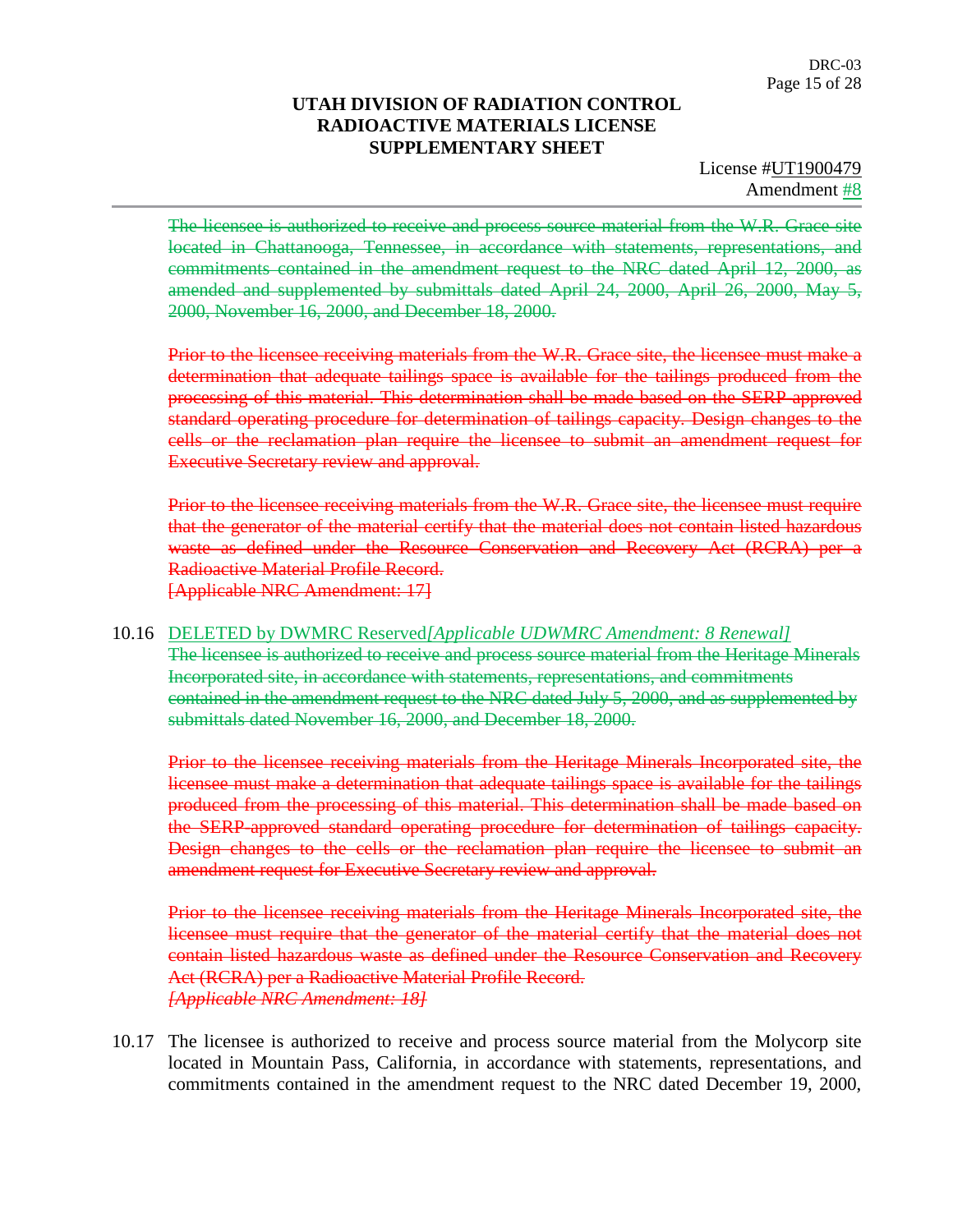# UTAH DIVISION OF RADIATION CONTROL
## RADIOACTIVE MATERIALS LICENSE
## SUPPLEMENTARY SHEET

License #UT1900479
Amendment #8

~~The licensee is authorized to receive and process source material from the W.R. Grace site located in Chattanooga, Tennessee, in accordance with statements, representations, and commitments contained in the amendment request to the NRC dated April 12, 2000, as amended and supplemented by submittals dated April 24, 2000, April 26, 2000, May 5, 2000, November 16, 2000, and December 18, 2000.~~

~~Prior to the licensee receiving materials from the W.R. Grace site, the licensee must make a determination that adequate tailings space is available for the tailings produced from the processing of this material. This determination shall be made based on the SERP approved standard operating procedure for determination of tailings capacity. Design changes to the cells or the reclamation plan require the licensee to submit an amendment request for Executive Secretary review and approval.~~

~~Prior to the licensee receiving materials from the W.R. Grace site, the licensee must require that the generator of the material certify that the material does not contain listed hazardous waste as defined under the Resource Conservation and Recovery Act (RCRA) per a Radioactive Material Profile Record.~~
~~[Applicable NRC Amendment: 17]~~

10.16 DELETED by DWMRC Reserved *[Applicable UDWMRC Amendment: 8 Renewal]*
~~The licensee is authorized to receive and process source material from the Heritage Minerals Incorporated site, in accordance with statements, representations, and commitments contained in the amendment request to the NRC dated July 5, 2000, and as supplemented by submittals dated November 16, 2000, and December 18, 2000.~~

~~Prior to the licensee receiving materials from the Heritage Minerals Incorporated site, the licensee must make a determination that adequate tailings space is available for the tailings produced from the processing of this material. This determination shall be made based on the SERP-approved standard operating procedure for determination of tailings capacity. Design changes to the cells or the reclamation plan require the licensee to submit an amendment request for Executive Secretary review and approval.~~

~~Prior to the licensee receiving materials from the Heritage Minerals Incorporated site, the licensee must require that the generator of the material certify that the material does not contain listed hazardous waste as defined under the Resource Conservation and Recovery Act (RCRA) per a Radioactive Material Profile Record.~~
~~*[Applicable NRC Amendment: 18]*~~

10.17 The licensee is authorized to receive and process source material from the Molycorp site located in Mountain Pass, California, in accordance with statements, representations, and commitments contained in the amendment request to the NRC dated December 19, 2000,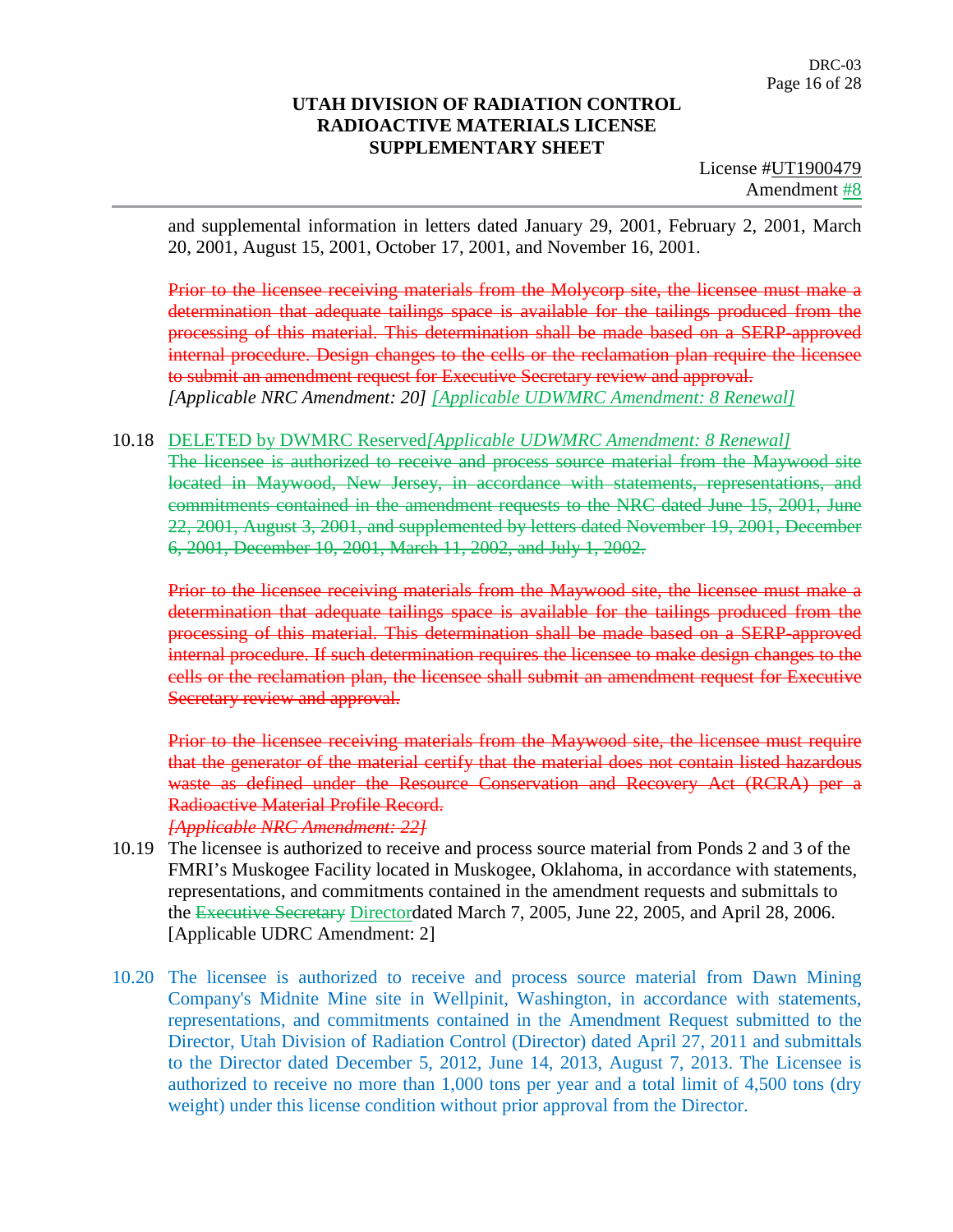and supplemental information in letters dated January 29, 2001, February 2, 2001, March 20, 2001, August 15, 2001, October 17, 2001, and November 16, 2001.

~~Prior to the licensee receiving materials from the Molycorp site, the licensee must make a determination that adequate tailings space is available for the tailings produced from the processing of this material. This determination shall be made based on a SERP-approved internal procedure. Design changes to the cells or the reclamation plan require the licensee to submit an amendment request for Executive Secretary review and approval.~~
*[Applicable NRC Amendment: 20]* *[Applicable UDWMRC Amendment: 8 Renewal]*

10.18 DELETED by DWMRC Reserved*[Applicable UDWMRC Amendment: 8 Renewal]*
~~The licensee is authorized to receive and process source material from the Maywood site located in Maywood, New Jersey, in accordance with statements, representations, and commitments contained in the amendment requests to the NRC dated June 15, 2001, June 22, 2001, August 3, 2001, and supplemented by letters dated November 19, 2001, December 6, 2001, December 10, 2001, March 11, 2002, and July 1, 2002.~~

~~Prior to the licensee receiving materials from the Maywood site, the licensee must make a determination that adequate tailings space is available for the tailings produced from the processing of this material. This determination shall be made based on a SERP-approved internal procedure. If such determination requires the licensee to make design changes to the cells or the reclamation plan, the licensee shall submit an amendment request for Executive Secretary review and approval.~~

~~Prior to the licensee receiving materials from the Maywood site, the licensee must require that the generator of the material certify that the material does not contain listed hazardous waste as defined under the Resource Conservation and Recovery Act (RCRA) per a Radioactive Material Profile Record.~~
~~*[Applicable NRC Amendment: 22]*~~

10.19 The licensee is authorized to receive and process source material from Ponds 2 and 3 of the FMRI's Muskogee Facility located in Muskogee, Oklahoma, in accordance with statements, representations, and commitments contained in the amendment requests and submittals to the ~~Executive Secretary~~ Directordated March 7, 2005, June 22, 2005, and April 28, 2006. [Applicable UDRC Amendment: 2]

10.20 The licensee is authorized to receive and process source material from Dawn Mining Company's Midnite Mine site in Wellpinit, Washington, in accordance with statements, representations, and commitments contained in the Amendment Request submitted to the Director, Utah Division of Radiation Control (Director) dated April 27, 2011 and submittals to the Director dated December 5, 2012, June 14, 2013, August 7, 2013. The Licensee is authorized to receive no more than 1,000 tons per year and a total limit of 4,500 tons (dry weight) under this license condition without prior approval from the Director.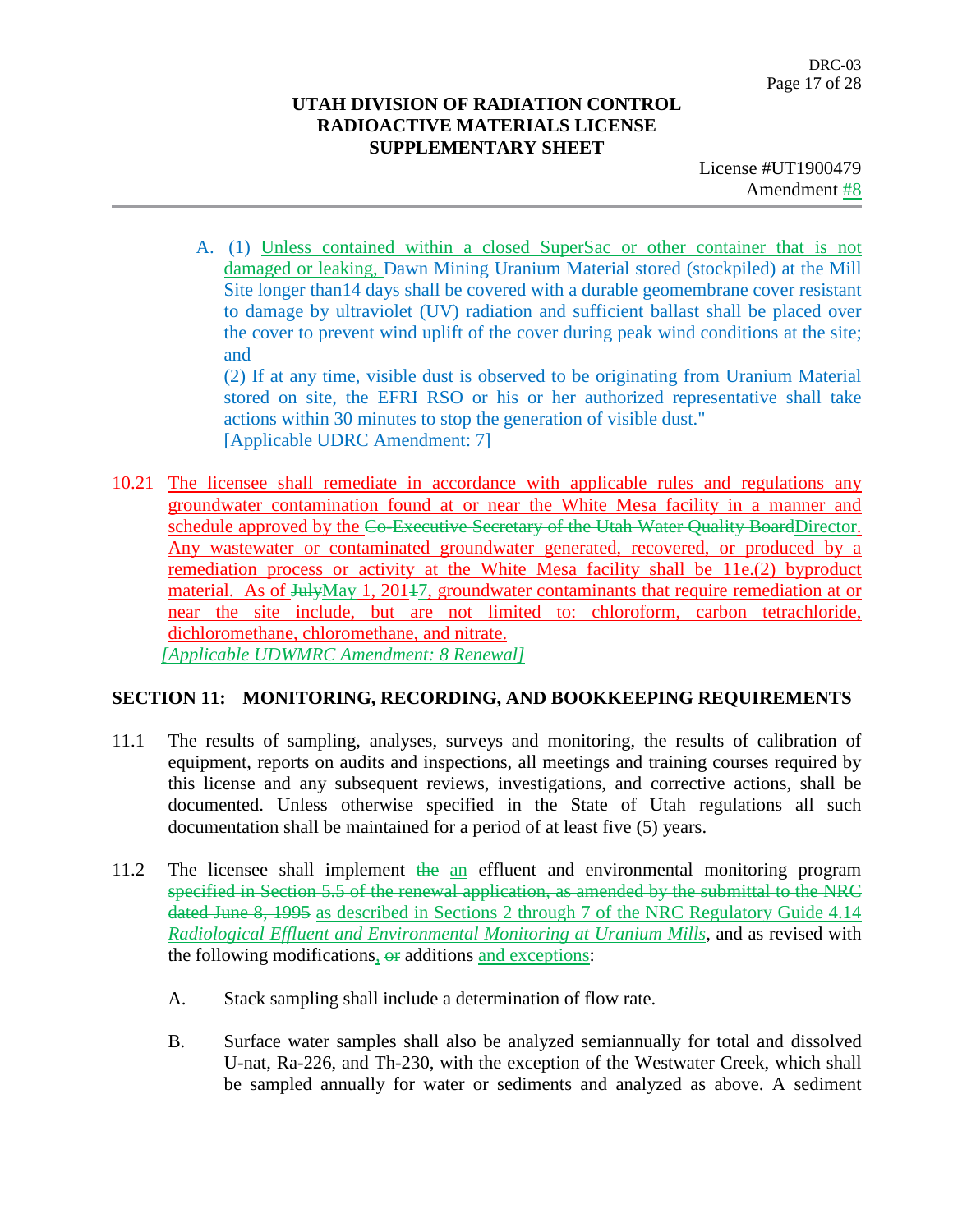UTAH DIVISION OF RADIATION CONTROL
RADIOACTIVE MATERIALS LICENSE
SUPPLEMENTARY SHEET

License #UT1900479
Amendment #8

A. (1) Unless contained within a closed SuperSac or other container that is not damaged or leaking, Dawn Mining Uranium Material stored (stockpiled) at the Mill Site longer than14 days shall be covered with a durable geomembrane cover resistant to damage by ultraviolet (UV) radiation and sufficient ballast shall be placed over the cover to prevent wind uplift of the cover during peak wind conditions at the site; and

(2) If at any time, visible dust is observed to be originating from Uranium Material stored on site, the EFRI RSO or his or her authorized representative shall take actions within 30 minutes to stop the generation of visible dust."
[Applicable UDRC Amendment: 7]

10.21 The licensee shall remediate in accordance with applicable rules and regulations any groundwater contamination found at or near the White Mesa facility in a manner and schedule approved by the ~~Co-Executive Secretary of the Utah Water Quality Board~~Director. Any wastewater or contaminated groundwater generated, recovered, or produced by a remediation process or activity at the White Mesa facility shall be 11e.(2) byproduct material. As of ~~July~~May 1, 201~~1~~7, groundwater contaminants that require remediation at or near the site include, but are not limited to: chloroform, carbon tetrachloride, dichloromethane, chloromethane, and nitrate.
*[Applicable UDWMRC Amendment: 8 Renewal]*

**SECTION 11: MONITORING, RECORDING, AND BOOKKEEPING REQUIREMENTS**

11.1 The results of sampling, analyses, surveys and monitoring, the results of calibration of equipment, reports on audits and inspections, all meetings and training courses required by this license and any subsequent reviews, investigations, and corrective actions, shall be documented. Unless otherwise specified in the State of Utah regulations all such documentation shall be maintained for a period of at least five (5) years.

11.2 The licensee shall implement ~~the~~ an effluent and environmental monitoring program ~~specified in Section 5.5 of the renewal application, as amended by the submittal to the NRC dated June 8, 1995~~ as described in Sections 2 through 7 of the NRC Regulatory Guide 4.14 *Radiological Effluent and Environmental Monitoring at Uranium Mills*, and as revised with the following modifications, ~~or~~ additions and exceptions:

A. Stack sampling shall include a determination of flow rate.

B. Surface water samples shall also be analyzed semiannually for total and dissolved U-nat, Ra-226, and Th-230, with the exception of the Westwater Creek, which shall be sampled annually for water or sediments and analyzed as above. A sediment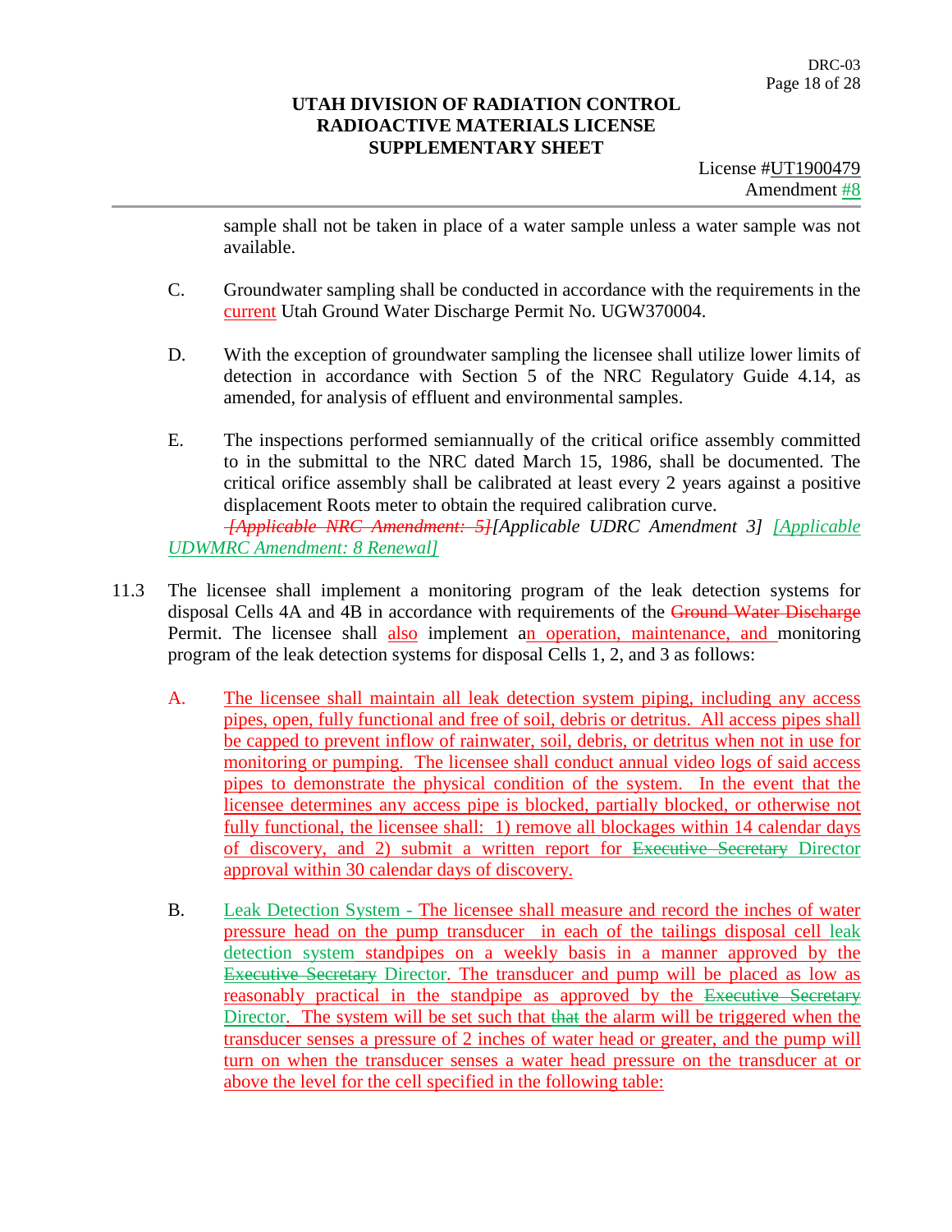sample shall not be taken in place of a water sample unless a water sample was not available.

C. Groundwater sampling shall be conducted in accordance with the requirements in the current Utah Ground Water Discharge Permit No. UGW370004.

D. With the exception of groundwater sampling the licensee shall utilize lower limits of detection in accordance with Section 5 of the NRC Regulatory Guide 4.14, as amended, for analysis of effluent and environmental samples.

E. The inspections performed semiannually of the critical orifice assembly committed to in the submittal to the NRC dated March 15, 1986, shall be documented. The critical orifice assembly shall be calibrated at least every 2 years against a positive displacement Roots meter to obtain the required calibration curve.
~~*[Applicable NRC Amendment: 5]*~~*[Applicable UDRC Amendment 3]* *[Applicable UDWMRC Amendment: 8 Renewal]*

11.3 The licensee shall implement a monitoring program of the leak detection systems for disposal Cells 4A and 4B in accordance with requirements of the ~~Ground Water Discharge~~ Permit. The licensee shall also implement an operation, maintenance, and monitoring program of the leak detection systems for disposal Cells 1, 2, and 3 as follows:

A. The licensee shall maintain all leak detection system piping, including any access pipes, open, fully functional and free of soil, debris or detritus. All access pipes shall be capped to prevent inflow of rainwater, soil, debris, or detritus when not in use for monitoring or pumping. The licensee shall conduct annual video logs of said access pipes to demonstrate the physical condition of the system. In the event that the licensee determines any access pipe is blocked, partially blocked, or otherwise not fully functional, the licensee shall: 1) remove all blockages within 14 calendar days of discovery, and 2) submit a written report for ~~Executive Secretary~~ Director approval within 30 calendar days of discovery.

B. Leak Detection System - The licensee shall measure and record the inches of water pressure head on the pump transducer in each of the tailings disposal cell leak detection system standpipes on a weekly basis in a manner approved by the ~~Executive Secretary~~ Director. The transducer and pump will be placed as low as reasonably practical in the standpipe as approved by the ~~Executive Secretary~~ Director. The system will be set such that ~~that~~ the alarm will be triggered when the transducer senses a pressure of 2 inches of water head or greater, and the pump will turn on when the transducer senses a water head pressure on the transducer at or above the level for the cell specified in the following table: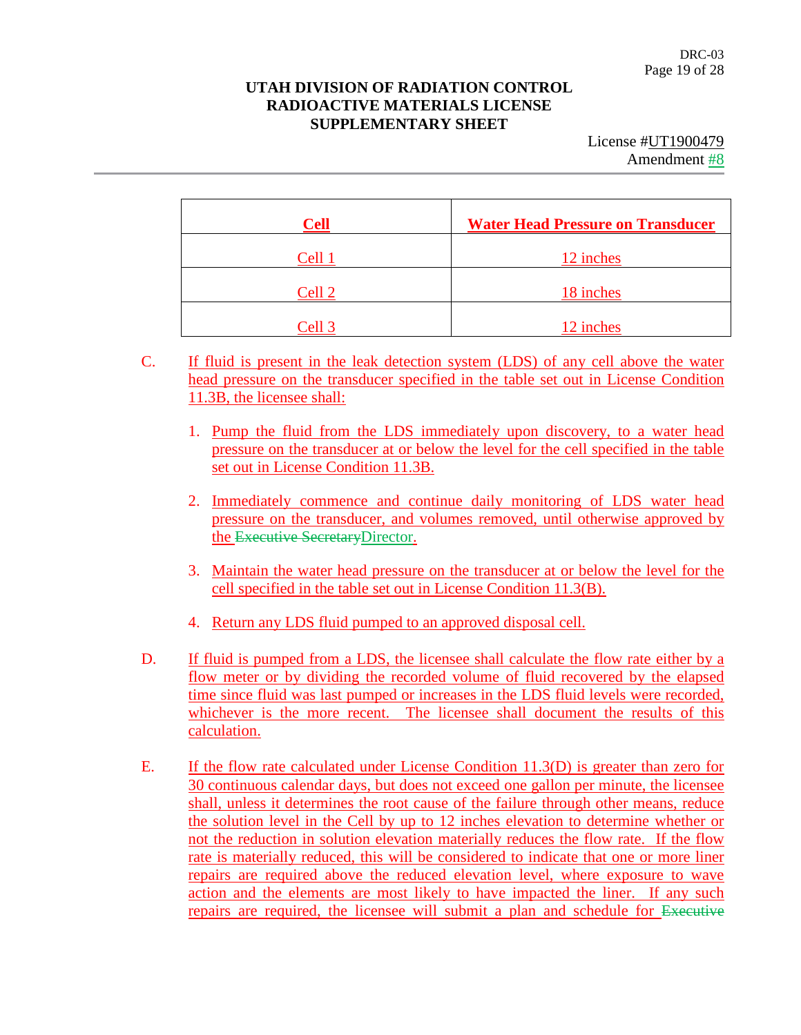| Cell | Water Head Pressure on Transducer |
|---|---|
| Cell 1 | 12 inches |
| Cell 2 | 18 inches |
| Cell 3 | 12 inches |

C. If fluid is present in the leak detection system (LDS) of any cell above the water head pressure on the transducer specified in the table set out in License Condition 11.3B, the licensee shall:

1. Pump the fluid from the LDS immediately upon discovery, to a water head pressure on the transducer at or below the level for the cell specified in the table set out in License Condition 11.3B.

2. Immediately commence and continue daily monitoring of LDS water head pressure on the transducer, and volumes removed, until otherwise approved by the ~~Executive Secretary~~Director.

3. Maintain the water head pressure on the transducer at or below the level for the cell specified in the table set out in License Condition 11.3(B).

4. Return any LDS fluid pumped to an approved disposal cell.

D. If fluid is pumped from a LDS, the licensee shall calculate the flow rate either by a flow meter or by dividing the recorded volume of fluid recovered by the elapsed time since fluid was last pumped or increases in the LDS fluid levels were recorded, whichever is the more recent. The licensee shall document the results of this calculation.

E. If the flow rate calculated under License Condition 11.3(D) is greater than zero for 30 continuous calendar days, but does not exceed one gallon per minute, the licensee shall, unless it determines the root cause of the failure through other means, reduce the solution level in the Cell by up to 12 inches elevation to determine whether or not the reduction in solution elevation materially reduces the flow rate. If the flow rate is materially reduced, this will be considered to indicate that one or more liner repairs are required above the reduced elevation level, where exposure to wave action and the elements are most likely to have impacted the liner. If any such repairs are required, the licensee will submit a plan and schedule for ~~Executive~~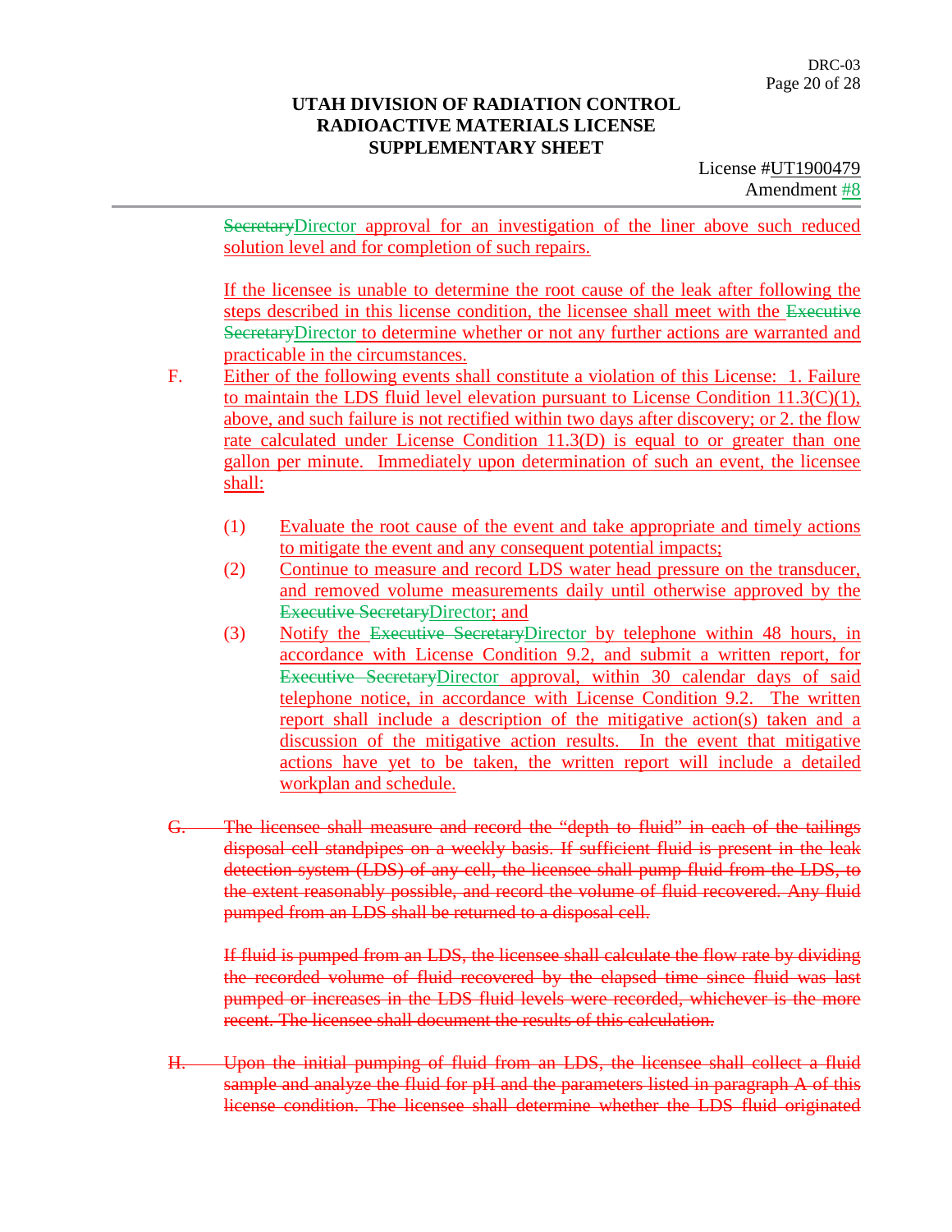~~Secretary~~Director approval for an investigation of the liner above such reduced solution level and for completion of such repairs.

If the licensee is unable to determine the root cause of the leak after following the steps described in this license condition, the licensee shall meet with the ~~Executive Secretary~~Director to determine whether or not any further actions are warranted and practicable in the circumstances.

F. Either of the following events shall constitute a violation of this License: 1. Failure to maintain the LDS fluid level elevation pursuant to License Condition 11.3(C)(1), above, and such failure is not rectified within two days after discovery; or 2. the flow rate calculated under License Condition 11.3(D) is equal to or greater than one gallon per minute. Immediately upon determination of such an event, the licensee shall:

   (1) Evaluate the root cause of the event and take appropriate and timely actions to mitigate the event and any consequent potential impacts;

   (2) Continue to measure and record LDS water head pressure on the transducer, and removed volume measurements daily until otherwise approved by the ~~Executive Secretary~~Director; and

   (3) Notify the ~~Executive Secretary~~Director by telephone within 48 hours, in accordance with License Condition 9.2, and submit a written report, for ~~Executive Secretary~~Director approval, within 30 calendar days of said telephone notice, in accordance with License Condition 9.2. The written report shall include a description of the mitigative action(s) taken and a discussion of the mitigative action results. In the event that mitigative actions have yet to be taken, the written report will include a detailed workplan and schedule.

~~G. The licensee shall measure and record the "depth to fluid" in each of the tailings disposal cell standpipes on a weekly basis. If sufficient fluid is present in the leak detection system (LDS) of any cell, the licensee shall pump fluid from the LDS, to the extent reasonably possible, and record the volume of fluid recovered. Any fluid pumped from an LDS shall be returned to a disposal cell.~~

~~If fluid is pumped from an LDS, the licensee shall calculate the flow rate by dividing the recorded volume of fluid recovered by the elapsed time since fluid was last pumped or increases in the LDS fluid levels were recorded, whichever is the more recent. The licensee shall document the results of this calculation.~~

~~H. Upon the initial pumping of fluid from an LDS, the licensee shall collect a fluid sample and analyze the fluid for pH and the parameters listed in paragraph A of this license condition. The licensee shall determine whether the LDS fluid originated~~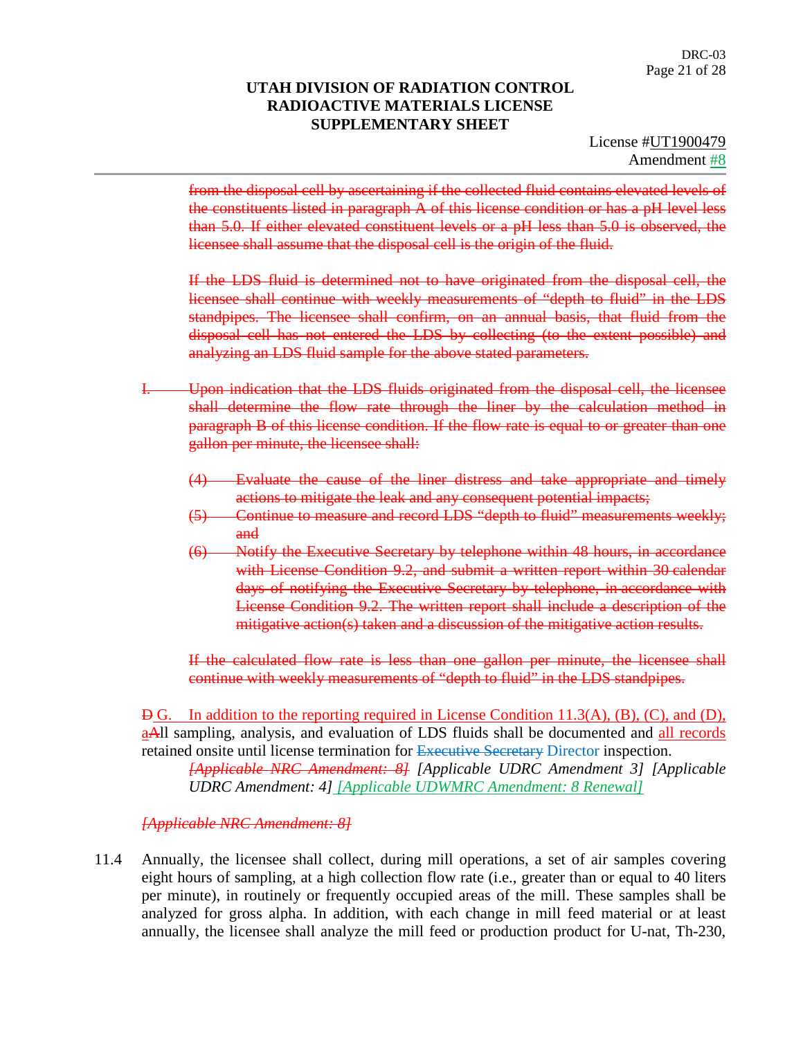UTAH DIVISION OF RADIATION CONTROL
RADIOACTIVE MATERIALS LICENSE
SUPPLEMENTARY SHEET

License #UT1900479
Amendment #8

~~from the disposal cell by ascertaining if the collected fluid contains elevated levels of the constituents listed in paragraph A of this license condition or has a pH level less than 5.0. If either elevated constituent levels or a pH less than 5.0 is observed, the licensee shall assume that the disposal cell is the origin of the fluid.~~

~~If the LDS fluid is determined not to have originated from the disposal cell, the licensee shall continue with weekly measurements of "depth to fluid" in the LDS standpipes. The licensee shall confirm, on an annual basis, that fluid from the disposal cell has not entered the LDS by collecting (to the extent possible) and analyzing an LDS fluid sample for the above stated parameters.~~

~~I. Upon indication that the LDS fluids originated from the disposal cell, the licensee shall determine the flow rate through the liner by the calculation method in paragraph B of this license condition. If the flow rate is equal to or greater than one gallon per minute, the licensee shall:~~

~~(4) Evaluate the cause of the liner distress and take appropriate and timely actions to mitigate the leak and any consequent potential impacts;~~
~~(5) Continue to measure and record LDS "depth to fluid" measurements weekly; and~~
~~(6) Notify the Executive Secretary by telephone within 48 hours, in accordance with License Condition 9.2, and submit a written report within 30 calendar days of notifying the Executive Secretary by telephone, in accordance with License Condition 9.2. The written report shall include a description of the mitigative action(s) taken and a discussion of the mitigative action results.~~

~~If the calculated flow rate is less than one gallon per minute, the licensee shall continue with weekly measurements of "depth to fluid" in the LDS standpipes.~~

~~D~~ G. In addition to the reporting required in License Condition 11.3(A), (B), (C), and (D), a~~A~~ll sampling, analysis, and evaluation of LDS fluids shall be documented and all records retained onsite until license termination for ~~Executive Secretary~~ Director inspection.
*~~[Applicable NRC Amendment: 8]~~ [Applicable UDRC Amendment 3] [Applicable UDRC Amendment: 4] [Applicable UDWMRC Amendment: 8 Renewal]*

*~~[Applicable NRC Amendment: 8]~~*

11.4 Annually, the licensee shall collect, during mill operations, a set of air samples covering eight hours of sampling, at a high collection flow rate (i.e., greater than or equal to 40 liters per minute), in routinely or frequently occupied areas of the mill. These samples shall be analyzed for gross alpha. In addition, with each change in mill feed material or at least annually, the licensee shall analyze the mill feed or production product for U-nat, Th-230,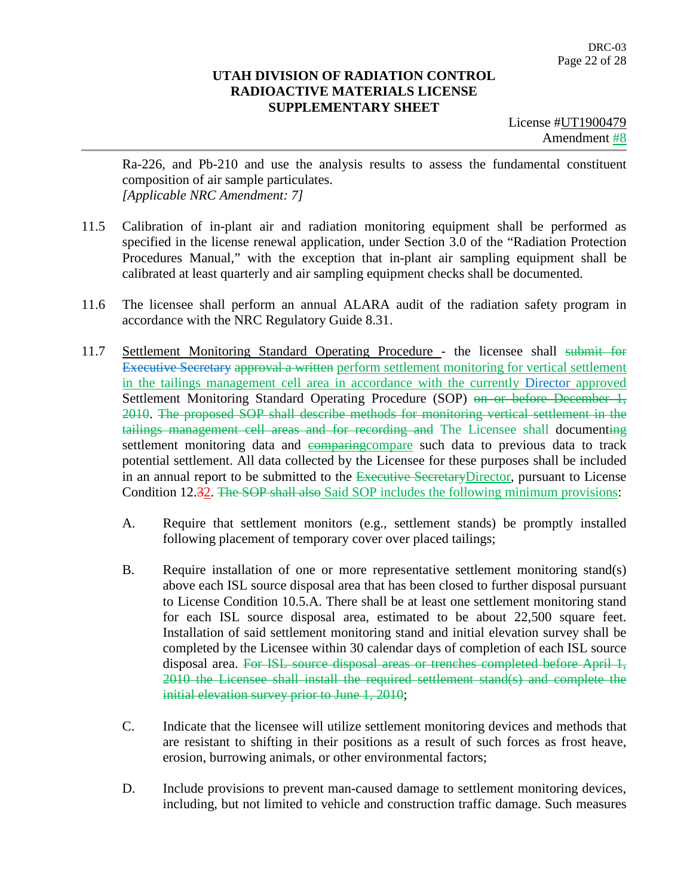Ra-226, and Pb-210 and use the analysis results to assess the fundamental constituent composition of air sample particulates.
*[Applicable NRC Amendment: 7]*

11.5 Calibration of in-plant air and radiation monitoring equipment shall be performed as specified in the license renewal application, under Section 3.0 of the "Radiation Protection Procedures Manual," with the exception that in-plant air sampling equipment shall be calibrated at least quarterly and air sampling equipment checks shall be documented.

11.6 The licensee shall perform an annual ALARA audit of the radiation safety program in accordance with the NRC Regulatory Guide 8.31.

11.7 Settlement Monitoring Standard Operating Procedure - the licensee shall ~~submit for Executive Secretary approval a written~~ perform settlement monitoring for vertical settlement in the tailings management cell area in accordance with the currently Director approved Settlement Monitoring Standard Operating Procedure (SOP) ~~on or before December 1, 2010~~. ~~The proposed SOP shall describe methods for monitoring vertical settlement in the tailings management cell areas and for recording and~~ The Licensee shall document~~ing~~ settlement monitoring data and ~~comparing~~compare such data to previous data to track potential settlement. All data collected by the Licensee for these purposes shall be included in an annual report to be submitted to the ~~Executive Secretary~~Director, pursuant to License Condition 12.~~3~~2. ~~The SOP shall also~~ Said SOP includes the following minimum provisions:

A. Require that settlement monitors (e.g., settlement stands) be promptly installed following placement of temporary cover over placed tailings;

B. Require installation of one or more representative settlement monitoring stand(s) above each ISL source disposal area that has been closed to further disposal pursuant to License Condition 10.5.A. There shall be at least one settlement monitoring stand for each ISL source disposal area, estimated to be about 22,500 square feet. Installation of said settlement monitoring stand and initial elevation survey shall be completed by the Licensee within 30 calendar days of completion of each ISL source disposal area. ~~For ISL source disposal areas or trenches completed before April 1, 2010 the Licensee shall install the required settlement stand(s) and complete the initial elevation survey prior to June 1, 2010~~;

C. Indicate that the licensee will utilize settlement monitoring devices and methods that are resistant to shifting in their positions as a result of such forces as frost heave, erosion, burrowing animals, or other environmental factors;

D. Include provisions to prevent man-caused damage to settlement monitoring devices, including, but not limited to vehicle and construction traffic damage. Such measures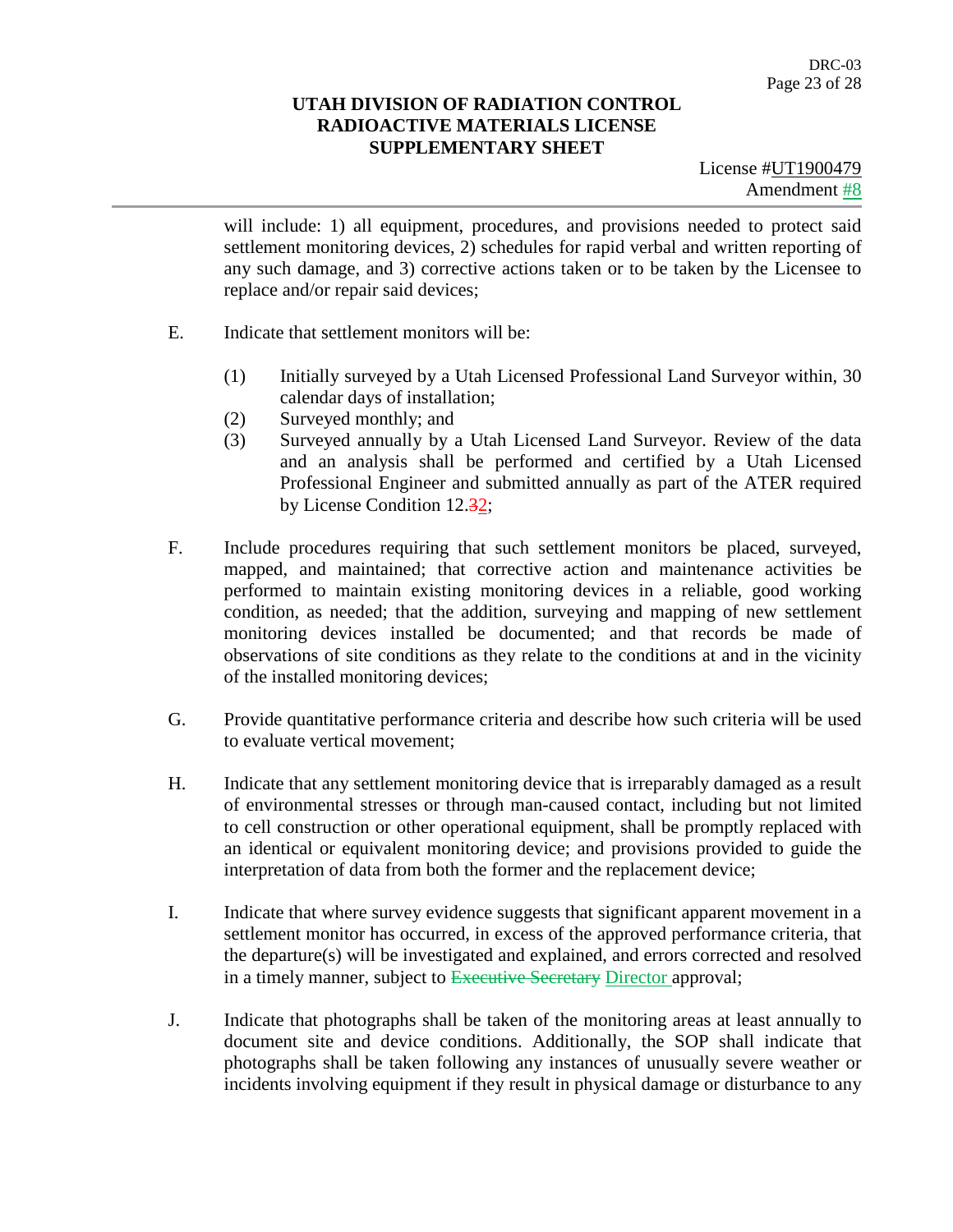will include: 1) all equipment, procedures, and provisions needed to protect said settlement monitoring devices, 2) schedules for rapid verbal and written reporting of any such damage, and 3) corrective actions taken or to be taken by the Licensee to replace and/or repair said devices;

E. Indicate that settlement monitors will be:

   (1) Initially surveyed by a Utah Licensed Professional Land Surveyor within, 30 calendar days of installation;
   (2) Surveyed monthly; and
   (3) Surveyed annually by a Utah Licensed Land Surveyor. Review of the data and an analysis shall be performed and certified by a Utah Licensed Professional Engineer and submitted annually as part of the ATER required by License Condition 12.~~3~~2;

F. Include procedures requiring that such settlement monitors be placed, surveyed, mapped, and maintained; that corrective action and maintenance activities be performed to maintain existing monitoring devices in a reliable, good working condition, as needed; that the addition, surveying and mapping of new settlement monitoring devices installed be documented; and that records be made of observations of site conditions as they relate to the conditions at and in the vicinity of the installed monitoring devices;

G. Provide quantitative performance criteria and describe how such criteria will be used to evaluate vertical movement;

H. Indicate that any settlement monitoring device that is irreparably damaged as a result of environmental stresses or through man-caused contact, including but not limited to cell construction or other operational equipment, shall be promptly replaced with an identical or equivalent monitoring device; and provisions provided to guide the interpretation of data from both the former and the replacement device;

I. Indicate that where survey evidence suggests that significant apparent movement in a settlement monitor has occurred, in excess of the approved performance criteria, that the departure(s) will be investigated and explained, and errors corrected and resolved in a timely manner, subject to ~~Executive Secretary~~ Director approval;

J. Indicate that photographs shall be taken of the monitoring areas at least annually to document site and device conditions. Additionally, the SOP shall indicate that photographs shall be taken following any instances of unusually severe weather or incidents involving equipment if they result in physical damage or disturbance to any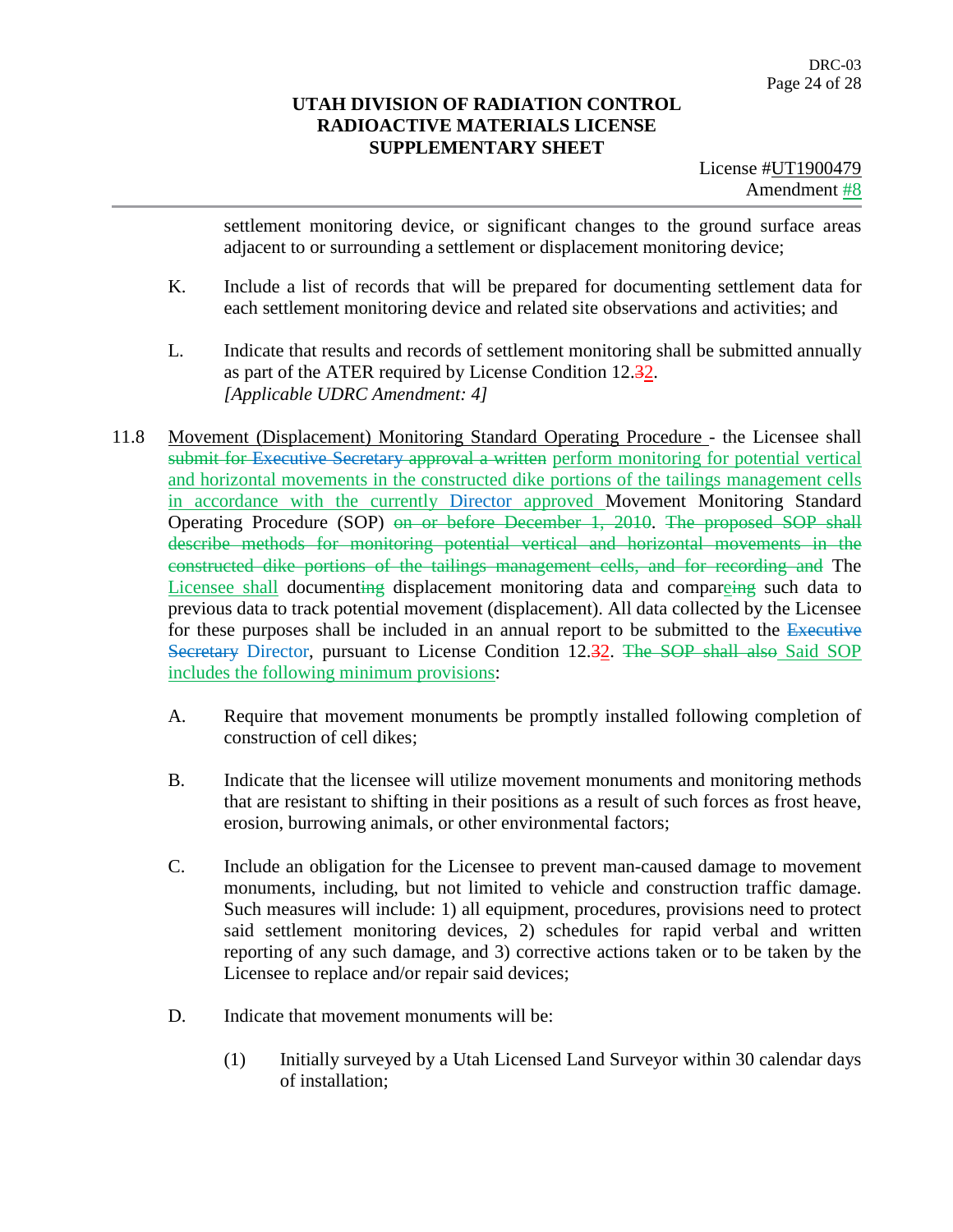settlement monitoring device, or significant changes to the ground surface areas adjacent to or surrounding a settlement or displacement monitoring device;

K. Include a list of records that will be prepared for documenting settlement data for each settlement monitoring device and related site observations and activities; and

L. Indicate that results and records of settlement monitoring shall be submitted annually as part of the ATER required by License Condition 12.~~3~~2.
*[Applicable UDRC Amendment: 4]*

11.8 Movement (Displacement) Monitoring Standard Operating Procedure - the Licensee shall ~~submit for Executive Secretary approval a written~~ perform monitoring for potential vertical and horizontal movements in the constructed dike portions of the tailings management cells in accordance with the currently Director approved Movement Monitoring Standard Operating Procedure (SOP) ~~on or before December 1, 2010~~. ~~The proposed SOP shall describe methods for monitoring potential vertical and horizontal movements in the constructed dike portions of the tailings management cells, and for recording and~~ The Licensee shall documenti~~ng~~ displacement monitoring data and compare~~ing~~ such data to previous data to track potential movement (displacement). All data collected by the Licensee for these purposes shall be included in an annual report to be submitted to the ~~Executive Secretary~~ Director, pursuant to License Condition 12.~~3~~2. ~~The SOP shall also~~ Said SOP includes the following minimum provisions:

A. Require that movement monuments be promptly installed following completion of construction of cell dikes;

B. Indicate that the licensee will utilize movement monuments and monitoring methods that are resistant to shifting in their positions as a result of such forces as frost heave, erosion, burrowing animals, or other environmental factors;

C. Include an obligation for the Licensee to prevent man-caused damage to movement monuments, including, but not limited to vehicle and construction traffic damage. Such measures will include: 1) all equipment, procedures, provisions need to protect said settlement monitoring devices, 2) schedules for rapid verbal and written reporting of any such damage, and 3) corrective actions taken or to be taken by the Licensee to replace and/or repair said devices;

D. Indicate that movement monuments will be:

(1) Initially surveyed by a Utah Licensed Land Surveyor within 30 calendar days of installation;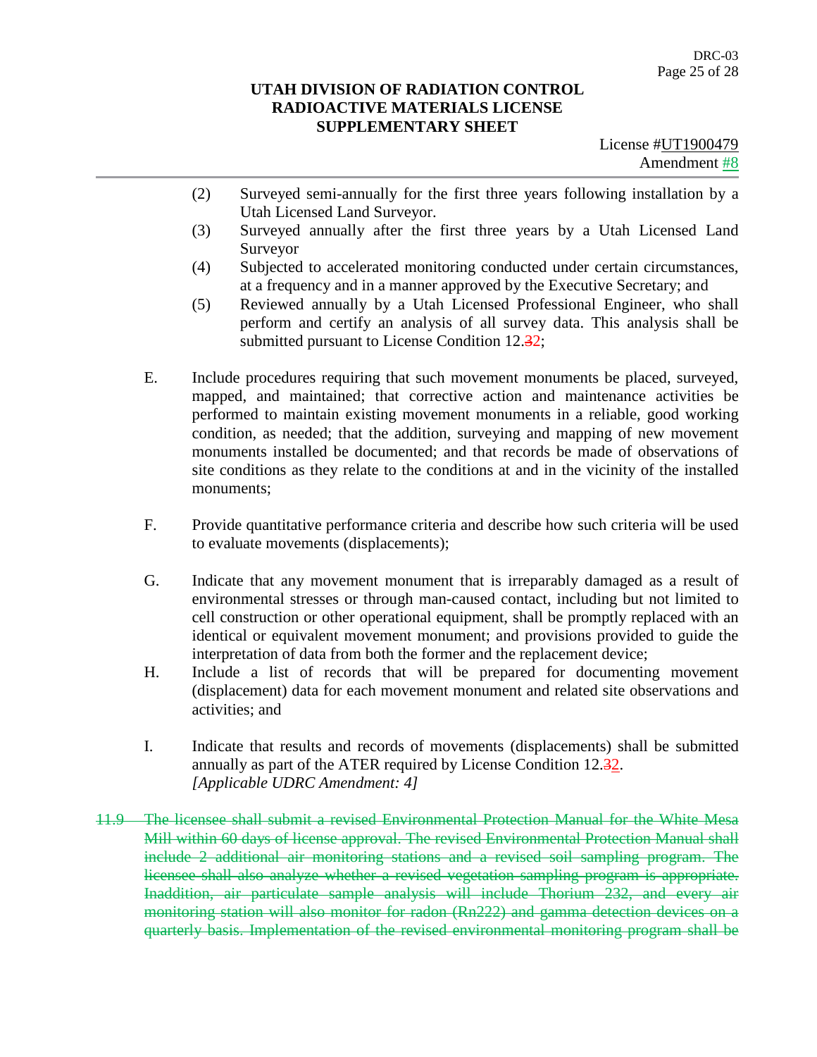**UTAH DIVISION OF RADIATION CONTROL**
**RADIOACTIVE MATERIALS LICENSE**
**SUPPLEMENTARY SHEET**

License #UT1900479
Amendment #8

- (2) Surveyed semi-annually for the first three years following installation by a Utah Licensed Land Surveyor.
- (3) Surveyed annually after the first three years by a Utah Licensed Land Surveyor
- (4) Subjected to accelerated monitoring conducted under certain circumstances, at a frequency and in a manner approved by the Executive Secretary; and
- (5) Reviewed annually by a Utah Licensed Professional Engineer, who shall perform and certify an analysis of all survey data. This analysis shall be submitted pursuant to License Condition 12.~~3~~2;

E. Include procedures requiring that such movement monuments be placed, surveyed, mapped, and maintained; that corrective action and maintenance activities be performed to maintain existing movement monuments in a reliable, good working condition, as needed; that the addition, surveying and mapping of new movement monuments installed be documented; and that records be made of observations of site conditions as they relate to the conditions at and in the vicinity of the installed monuments;

F. Provide quantitative performance criteria and describe how such criteria will be used to evaluate movements (displacements);

G. Indicate that any movement monument that is irreparably damaged as a result of environmental stresses or through man-caused contact, including but not limited to cell construction or other operational equipment, shall be promptly replaced with an identical or equivalent movement monument; and provisions provided to guide the interpretation of data from both the former and the replacement device;

H. Include a list of records that will be prepared for documenting movement (displacement) data for each movement monument and related site observations and activities; and

I. Indicate that results and records of movements (displacements) shall be submitted annually as part of the ATER required by License Condition 12.~~3~~2.
*[Applicable UDRC Amendment: 4]*

~~11.9 The licensee shall submit a revised Environmental Protection Manual for the White Mesa Mill within 60 days of license approval. The revised Environmental Protection Manual shall include 2 additional air monitoring stations and a revised soil sampling program. The licensee shall also analyze whether a revised vegetation sampling program is appropriate. Inaddition, air particulate sample analysis will include Thorium 232, and every air monitoring station will also monitor for radon (Rn222) and gamma detection devices on a quarterly basis. Implementation of the revised environmental monitoring program shall be~~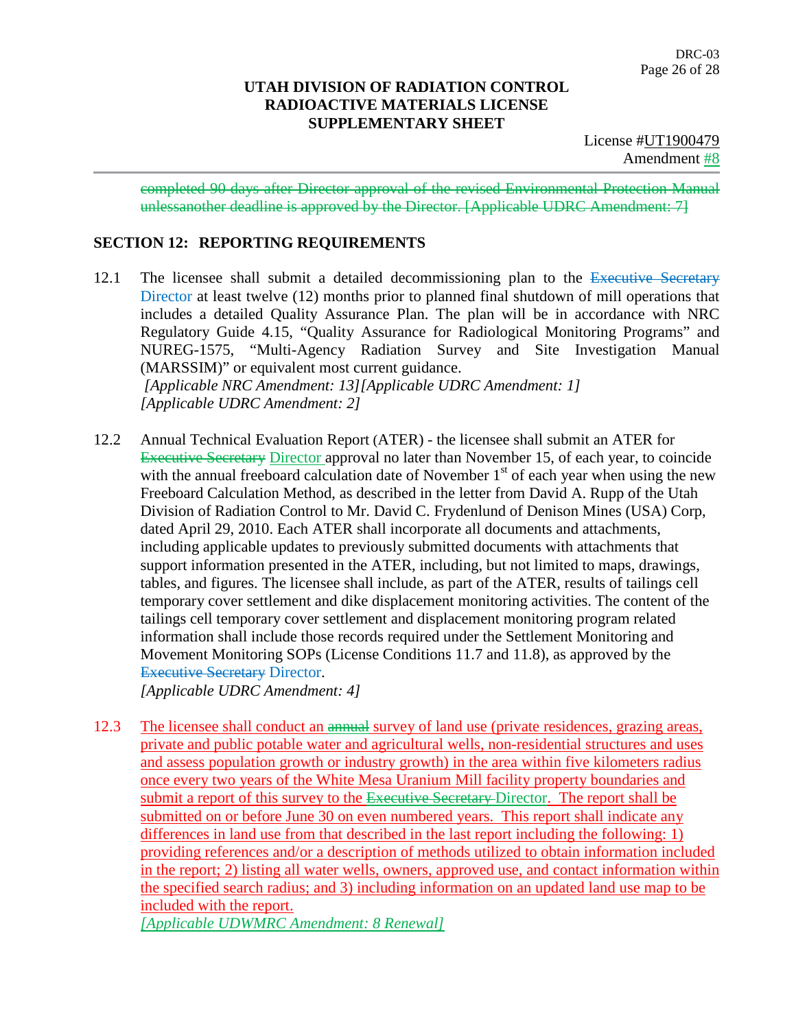~~completed 90 days after Director approval of the revised Environmental Protection Manual unlessanother deadline is approved by the Director. [Applicable UDRC Amendment: 7]~~

## SECTION 12: REPORTING REQUIREMENTS

12.1 The licensee shall submit a detailed decommissioning plan to the ~~Executive Secretary~~ Director at least twelve (12) months prior to planned final shutdown of mill operations that includes a detailed Quality Assurance Plan. The plan will be in accordance with NRC Regulatory Guide 4.15, "Quality Assurance for Radiological Monitoring Programs" and NUREG-1575, "Multi-Agency Radiation Survey and Site Investigation Manual (MARSSIM)" or equivalent most current guidance.
*[Applicable NRC Amendment: 13][Applicable UDRC Amendment: 1]*
*[Applicable UDRC Amendment: 2]*

12.2 Annual Technical Evaluation Report (ATER) - the licensee shall submit an ATER for ~~Executive Secretary~~ Director approval no later than November 15, of each year, to coincide with the annual freeboard calculation date of November 1st of each year when using the new Freeboard Calculation Method, as described in the letter from David A. Rupp of the Utah Division of Radiation Control to Mr. David C. Frydenlund of Denison Mines (USA) Corp, dated April 29, 2010. Each ATER shall incorporate all documents and attachments, including applicable updates to previously submitted documents with attachments that support information presented in the ATER, including, but not limited to maps, drawings, tables, and figures. The licensee shall include, as part of the ATER, results of tailings cell temporary cover settlement and dike displacement monitoring activities. The content of the tailings cell temporary cover settlement and displacement monitoring program related information shall include those records required under the Settlement Monitoring and Movement Monitoring SOPs (License Conditions 11.7 and 11.8), as approved by the ~~Executive Secretary~~ Director.
*[Applicable UDRC Amendment: 4]*

12.3 The licensee shall conduct an ~~annual~~ survey of land use (private residences, grazing areas, private and public potable water and agricultural wells, non-residential structures and uses and assess population growth or industry growth) in the area within five kilometers radius once every two years of the White Mesa Uranium Mill facility property boundaries and submit a report of this survey to the ~~Executive Secretary~~ Director. The report shall be submitted on or before June 30 on even numbered years. This report shall indicate any differences in land use from that described in the last report including the following: 1) providing references and/or a description of methods utilized to obtain information included in the report; 2) listing all water wells, owners, approved use, and contact information within the specified search radius; and 3) including information on an updated land use map to be included with the report.
*[Applicable UDWMRC Amendment: 8 Renewal]*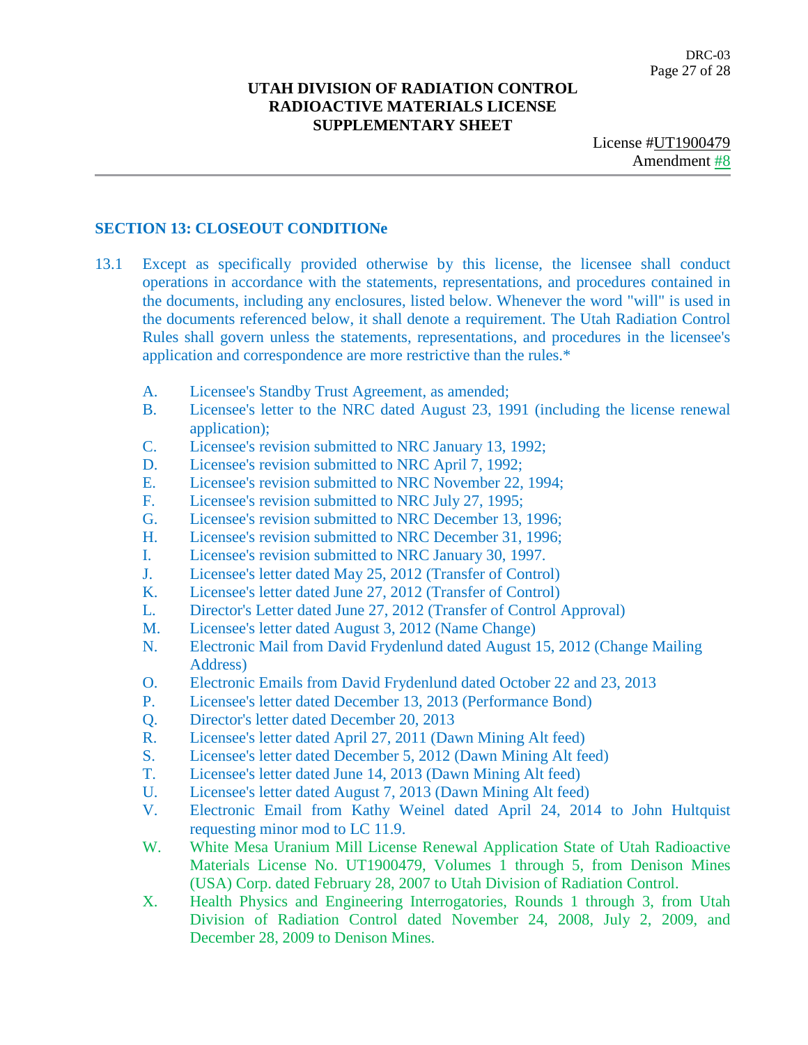**UTAH DIVISION OF RADIATION CONTROL**
**RADIOACTIVE MATERIALS LICENSE**
**SUPPLEMENTARY SHEET**

License #UT1900479
Amendment #8

## SECTION 13: CLOSEOUT CONDITIONe

13.1 Except as specifically provided otherwise by this license, the licensee shall conduct operations in accordance with the statements, representations, and procedures contained in the documents, including any enclosures, listed below. Whenever the word "will" is used in the documents referenced below, it shall denote a requirement. The Utah Radiation Control Rules shall govern unless the statements, representations, and procedures in the licensee's application and correspondence are more restrictive than the rules.*

A. Licensee's Standby Trust Agreement, as amended;
B. Licensee's letter to the NRC dated August 23, 1991 (including the license renewal application);
C. Licensee's revision submitted to NRC January 13, 1992;
D. Licensee's revision submitted to NRC April 7, 1992;
E. Licensee's revision submitted to NRC November 22, 1994;
F. Licensee's revision submitted to NRC July 27, 1995;
G. Licensee's revision submitted to NRC December 13, 1996;
H. Licensee's revision submitted to NRC December 31, 1996;
I. Licensee's revision submitted to NRC January 30, 1997.
J. Licensee's letter dated May 25, 2012 (Transfer of Control)
K. Licensee's letter dated June 27, 2012 (Transfer of Control)
L. Director's Letter dated June 27, 2012 (Transfer of Control Approval)
M. Licensee's letter dated August 3, 2012 (Name Change)
N. Electronic Mail from David Frydenlund dated August 15, 2012 (Change Mailing Address)
O. Electronic Emails from David Frydenlund dated October 22 and 23, 2013
P. Licensee's letter dated December 13, 2013 (Performance Bond)
Q. Director's letter dated December 20, 2013
R. Licensee's letter dated April 27, 2011 (Dawn Mining Alt feed)
S. Licensee's letter dated December 5, 2012 (Dawn Mining Alt feed)
T. Licensee's letter dated June 14, 2013 (Dawn Mining Alt feed)
U. Licensee's letter dated August 7, 2013 (Dawn Mining Alt feed)
V. Electronic Email from Kathy Weinel dated April 24, 2014 to John Hultquist requesting minor mod to LC 11.9.
W. White Mesa Uranium Mill License Renewal Application State of Utah Radioactive Materials License No. UT1900479, Volumes 1 through 5, from Denison Mines (USA) Corp. dated February 28, 2007 to Utah Division of Radiation Control.
X. Health Physics and Engineering Interrogatories, Rounds 1 through 3, from Utah Division of Radiation Control dated November 24, 2008, July 2, 2009, and December 28, 2009 to Denison Mines.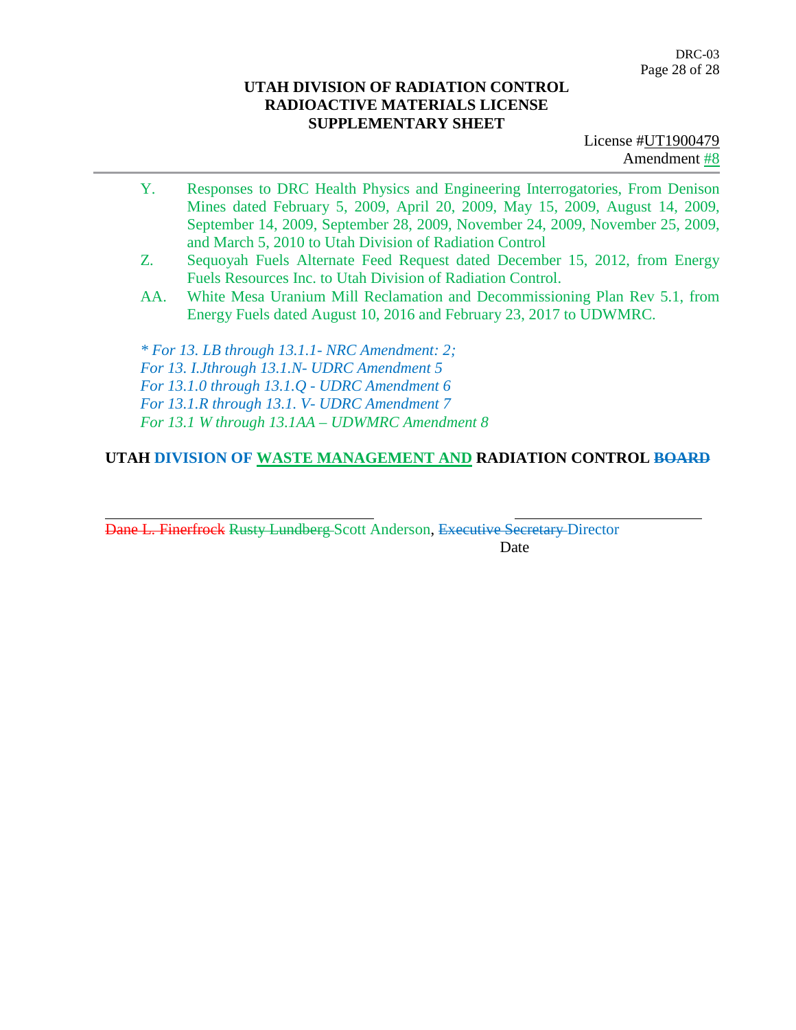UTAH DIVISION OF RADIATION CONTROL
RADIOACTIVE MATERIALS LICENSE
SUPPLEMENTARY SHEET

License #UT1900479
Amendment #8

---

Y. Responses to DRC Health Physics and Engineering Interrogatories, From Denison Mines dated February 5, 2009, April 20, 2009, May 15, 2009, August 14, 2009, September 14, 2009, September 28, 2009, November 24, 2009, November 25, 2009, and March 5, 2010 to Utah Division of Radiation Control

Z. Sequoyah Fuels Alternate Feed Request dated December 15, 2012, from Energy Fuels Resources Inc. to Utah Division of Radiation Control.

AA. White Mesa Uranium Mill Reclamation and Decommissioning Plan Rev 5.1, from Energy Fuels dated August 10, 2016 and February 23, 2017 to UDWMRC.

*\* For 13. LB through 13.1.1- NRC Amendment: 2;*
*For 13. I.Jthrough 13.1.N- UDRC Amendment 5*
*For 13.1.0 through 13.1.Q - UDRC Amendment 6*
*For 13.1.R through 13.1. V- UDRC Amendment 7*
*For 13.1 W through 13.1AA – UDWMRC Amendment 8*

**UTAH DIVISION OF WASTE MANAGEMENT AND RADIATION CONTROL ~~BOARD~~**

\_\_\_\_\_\_\_\_\_\_\_\_\_\_\_\_\_\_\_\_\_\_\_\_\_\_\_\_\_\_\_\_\_\_\_\_\_\_\_ \_\_\_\_\_\_\_\_\_\_\_\_\_\_\_\_\_\_\_\_\_\_\_\_\_\_

~~Dane L. Finerfrock~~ ~~Rusty Lundberg~~ Scott Anderson, ~~Executive Secretary~~ Director

Date